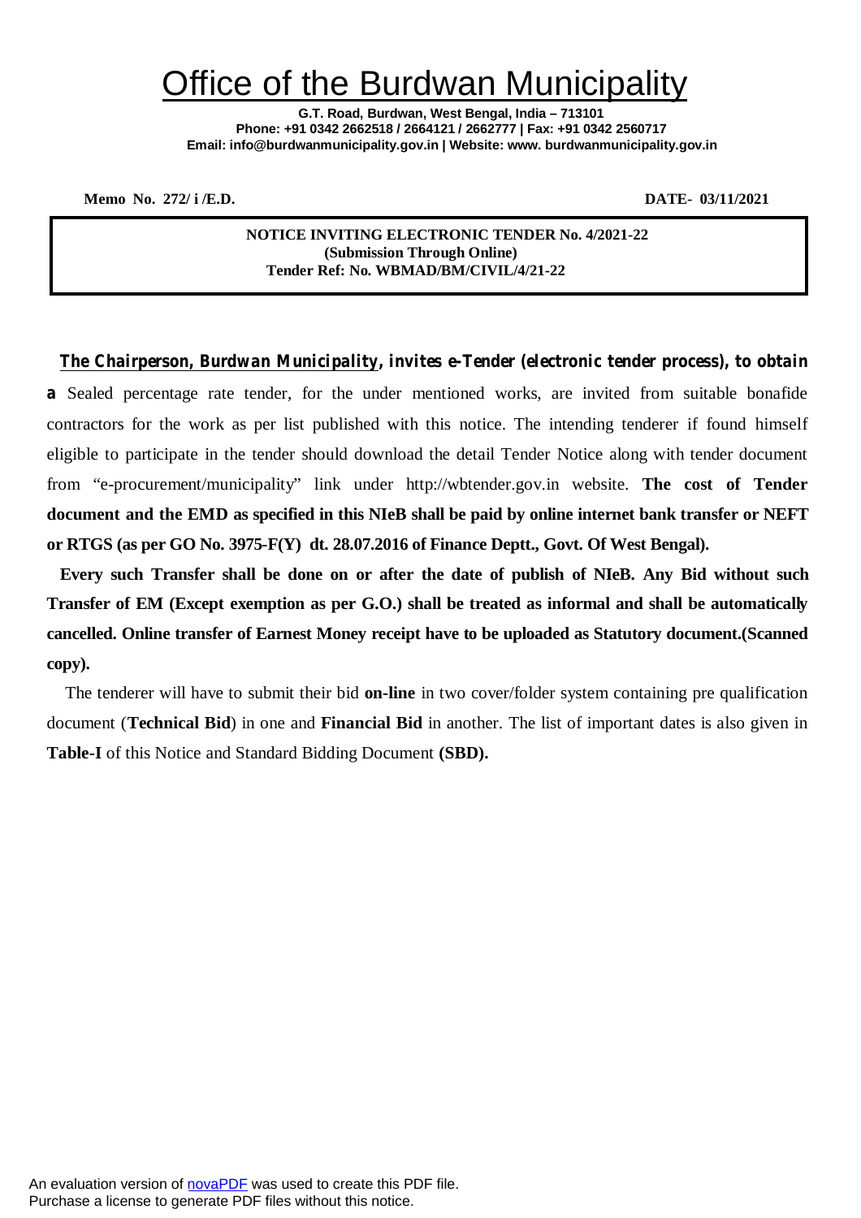# Office of the Burdwan Municipality

**G.T. Road, Burdwan, West Bengal, India – 713101**
**Phone: +91 0342 2662518 / 2664121 / 2662777 | Fax: +91 0342 2560717**
**Email: info@burdwanmunicipality.gov.in | Website: www. burdwanmunicipality.gov.in**

**Memo No. 272/ i /E.D.** **DATE- 03/11/2021**

**NOTICE INVITING ELECTRONIC TENDER No. 4/2021-22**
**(Submission Through Online)**
**Tender Ref: No. WBMAD/BM/CIVIL/4/21-22**

***The Chairperson, Burdwan Municipality, invites e-Tender (electronic tender process), to obtain a*** Sealed percentage rate tender, for the under mentioned works, are invited from suitable bonafide contractors for the work as per list published with this notice. The intending tenderer if found himself eligible to participate in the tender should download the detail Tender Notice along with tender document from "e-procurement/municipality" link under http://wbtender.gov.in website. **The cost of Tender document and the EMD as specified in this NIeB shall be paid by online internet bank transfer or NEFT or RTGS (as per GO No. 3975-F(Y) dt. 28.07.2016 of Finance Deptt., Govt. Of West Bengal).**

**Every such Transfer shall be done on or after the date of publish of NIeB. Any Bid without such Transfer of EM (Except exemption as per G.O.) shall be treated as informal and shall be automatically cancelled. Online transfer of Earnest Money receipt have to be uploaded as Statutory document.(Scanned copy).**

The tenderer will have to submit their bid **on-line** in two cover/folder system containing pre qualification document (**Technical Bid**) in one and **Financial Bid** in another. The list of important dates is also given in **Table-I** of this Notice and Standard Bidding Document **(SBD).**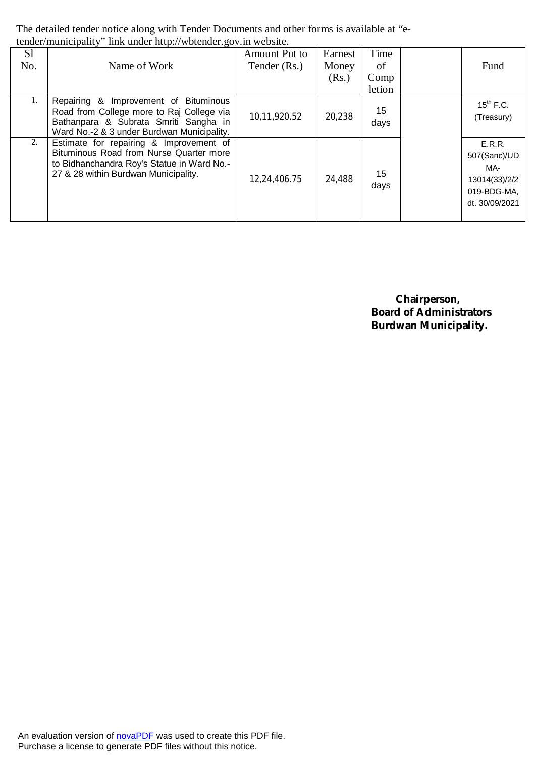The detailed tender notice along with Tender Documents and other forms is available at "e-tender/municipality" link under http://wbtender.gov.in website.

| Sl No. | Name of Work | Amount Put to Tender (Rs.) | Earnest Money (Rs.) | Time of Completion | | Fund |
|---|---|---|---|---|---|---|
| 1. | Repairing & Improvement of Bituminous Road from College more to Raj College via Bathanpara & Subrata Smriti Sangha in Ward No.-2 & 3 under Burdwan Municipality. | 10,11,920.52 | 20,238 | 15 days | | 15th F.C. (Treasury) |
| 2. | Estimate for repairing & Improvement of Bituminous Road from Nurse Quarter more to Bidhanchandra Roy's Statue in Ward No.-27 & 28 within Burdwan Municipality. | 12,24,406.75 | 24,488 | 15 days | | E.R.R. 507(Sanc)/UDMA-13014(33)/2/2019-BDG-MA, dt. 30/09/2021 |

**Chairperson,**
**Board of Administrators**
**Burdwan Municipality.**

An evaluation version of novaPDF was used to create this PDF file.
Purchase a license to generate PDF files without this notice.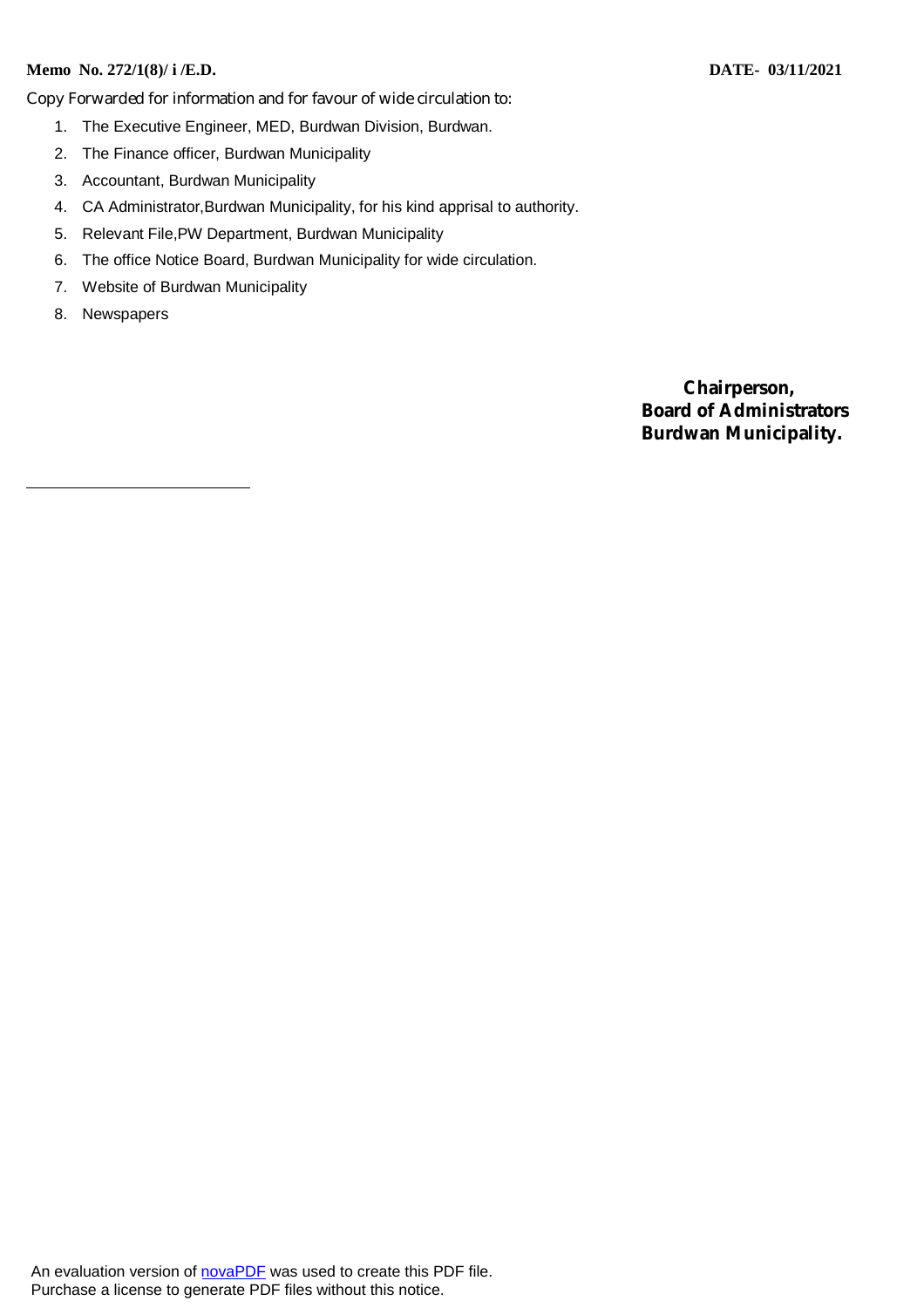**Memo No. 272/1(8)/ i /E.D.** **DATE- 03/11/2021**

Copy Forwarded for information and for favour of wide circulation to:

1. The Executive Engineer, MED, Burdwan Division, Burdwan.
2. The Finance officer, Burdwan Municipality
3. Accountant, Burdwan Municipality
4. CA Administrator,Burdwan Municipality, for his kind apprisal to authority.
5. Relevant File,PW Department, Burdwan Municipality
6. The office Notice Board, Burdwan Municipality for wide circulation.
7. Website of Burdwan Municipality
8. Newspapers

**Chairperson,**
**Board of Administrators**
**Burdwan Municipality.**

An evaluation version of novaPDF was used to create this PDF file.
Purchase a license to generate PDF files without this notice.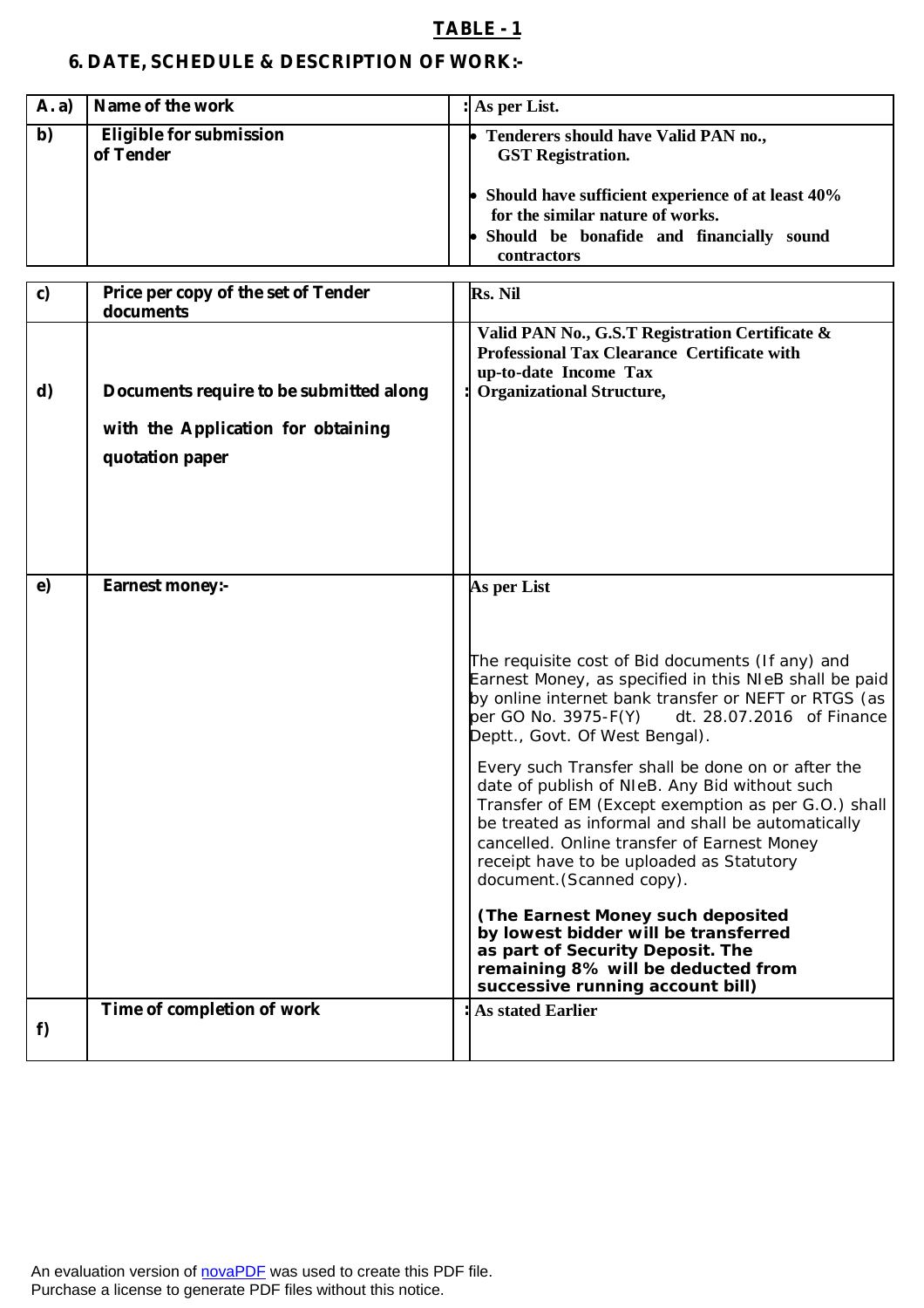## TABLE - 1

### 6. DATE, SCHEDULE & DESCRIPTION OF WORK:-

| | | | |
|---|---|---|---|
| **A. a)** | **Name of the work** | : | **As per List.** |
| **b)** | **Eligible for submission of Tender** | | • **Tenderers should have Valid PAN no., GST Registration.**<br>• **Should have sufficient experience of at least 40% for the similar nature of works.**<br>• **Should be bonafide and financially sound contractors** |
| **c)** | **Price per copy of the set of Tender documents** | | **Rs. Nil** |
| **d)** | **Documents require to be submitted along with the Application for obtaining quotation paper** | : | **Valid PAN No., G.S.T Registration Certificate & Professional Tax Clearance Certificate with up-to-date Income Tax Organizational Structure,** |
| **e)** | **Earnest money:-** | | **As per List**<br><br>The requisite cost of Bid documents (If any) and Earnest Money, as specified in this NIeB shall be paid by online internet bank transfer or NEFT or RTGS (as per GO No. 3975-F(Y) dt. 28.07.2016 of Finance Deptt., Govt. Of West Bengal).<br><br>Every such Transfer shall be done on or after the date of publish of NIeB. Any Bid without such Transfer of EM (Except exemption as per G.O.) shall be treated as informal and shall be automatically cancelled. Online transfer of Earnest Money receipt have to be uploaded as Statutory document.(Scanned copy).<br><br>**(The Earnest Money such deposited by lowest bidder will be transferred as part of Security Deposit. The remaining 8% will be deducted from successive running account bill)** |
| **f)** | **Time of completion of work** | : | **As stated Earlier** |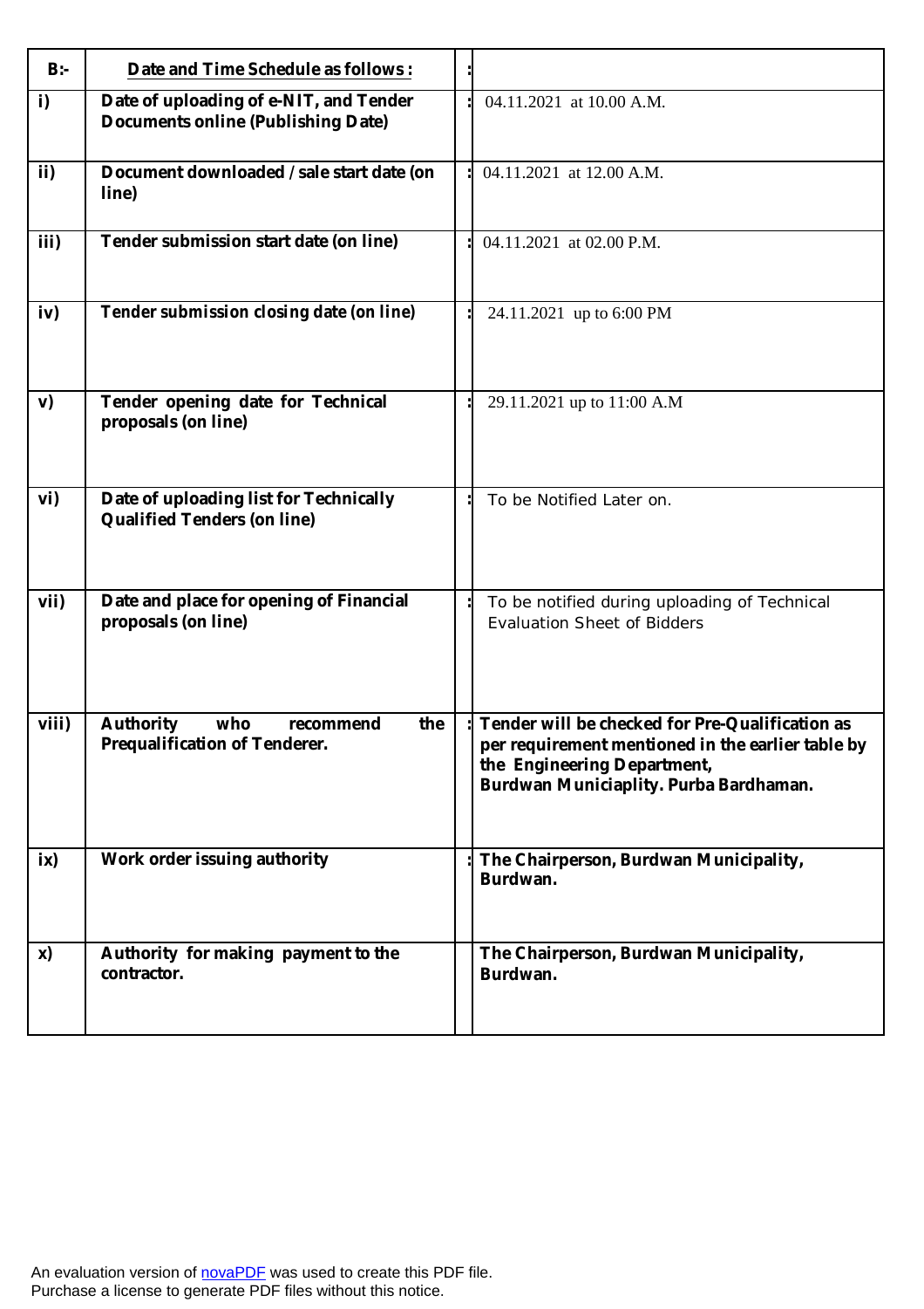| B:- | Date and Time Schedule as follows : | : | |
|---|---|---|---|
| i) | Date of uploading of e-NIT, and Tender Documents online (Publishing Date) | : | 04.11.2021 at 10.00 A.M. |
| ii) | Document downloaded / sale start date (on line) | : | 04.11.2021 at 12.00 A.M. |
| iii) | Tender submission start date (on line) | : | 04.11.2021 at 02.00 P.M. |
| iv) | Tender submission closing date (on line) | : | 24.11.2021 up to 6:00 PM |
| v) | Tender opening date for Technical proposals (on line) | : | 29.11.2021 up to 11:00 A.M |
| vi) | Date of uploading list for Technically Qualified Tenders (on line) | : | To be Notified Later on. |
| vii) | Date and place for opening of Financial proposals (on line) | : | To be notified during uploading of Technical Evaluation Sheet of Bidders |
| viii) | Authority who recommend the Prequalification of Tenderer. | : | Tender will be checked for Pre-Qualification as per requirement mentioned in the earlier table by the Engineering Department, Burdwan Municiaplity. Purba Bardhaman. |
| ix) | Work order issuing authority | : | The Chairperson, Burdwan Municipality, Burdwan. |
| x) | Authority for making payment to the contractor. | | The Chairperson, Burdwan Municipality, Burdwan. |

An evaluation version of novaPDF was used to create this PDF file.
Purchase a license to generate PDF files without this notice.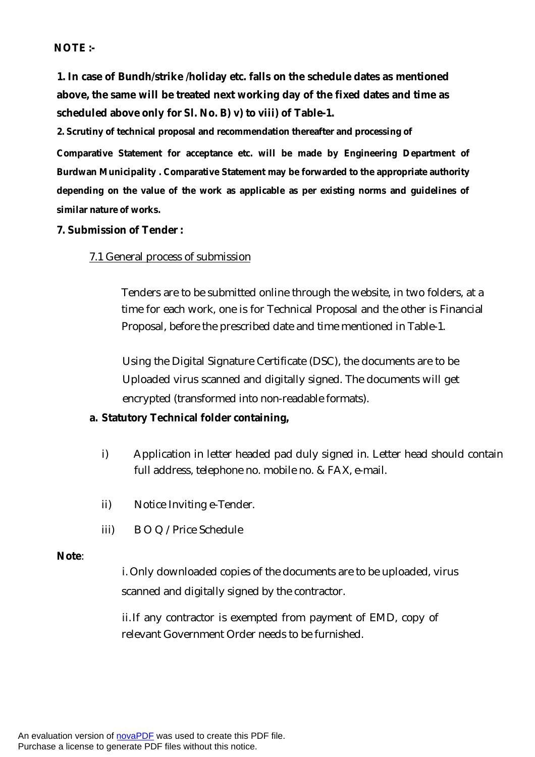**NOTE :-**

**1. In case of Bundh/strike /holiday etc. falls on the schedule dates as mentioned above, the same will be treated next working day of the fixed dates and time as scheduled above only for Sl. No. B) v) to viii) of Table-1.**

**2. Scrutiny of technical proposal and recommendation thereafter and processing of Comparative Statement for acceptance etc. will be made by Engineering Department of Burdwan Municipality . Comparative Statement may be forwarded to the appropriate authority depending on the value of the work as applicable as per existing norms and guidelines of similar nature of works.**

**7. Submission of Tender :**

7.1 General process of submission

Tenders are to be submitted online through the website, in two folders, at a time for each work, one is for Technical Proposal and the other is Financial Proposal, before the prescribed date and time mentioned in Table-1.

Using the Digital Signature Certificate (DSC), the documents are to be Uploaded virus scanned and digitally signed. The documents will get encrypted (transformed into non-readable formats).

**a. Statutory Technical folder containing,**

i) Application in letter headed pad duly signed in. Letter head should contain full address, telephone no. mobile no. & FAX, e-mail.

ii) Notice Inviting e-Tender.

iii) B O Q / Price Schedule

**Note**:

i. Only downloaded copies of the documents are to be uploaded, virus scanned and digitally signed by the contractor.

ii. If any contractor is exempted from payment of EMD, copy of relevant Government Order needs to be furnished.

An evaluation version of novaPDF was used to create this PDF file.
Purchase a license to generate PDF files without this notice.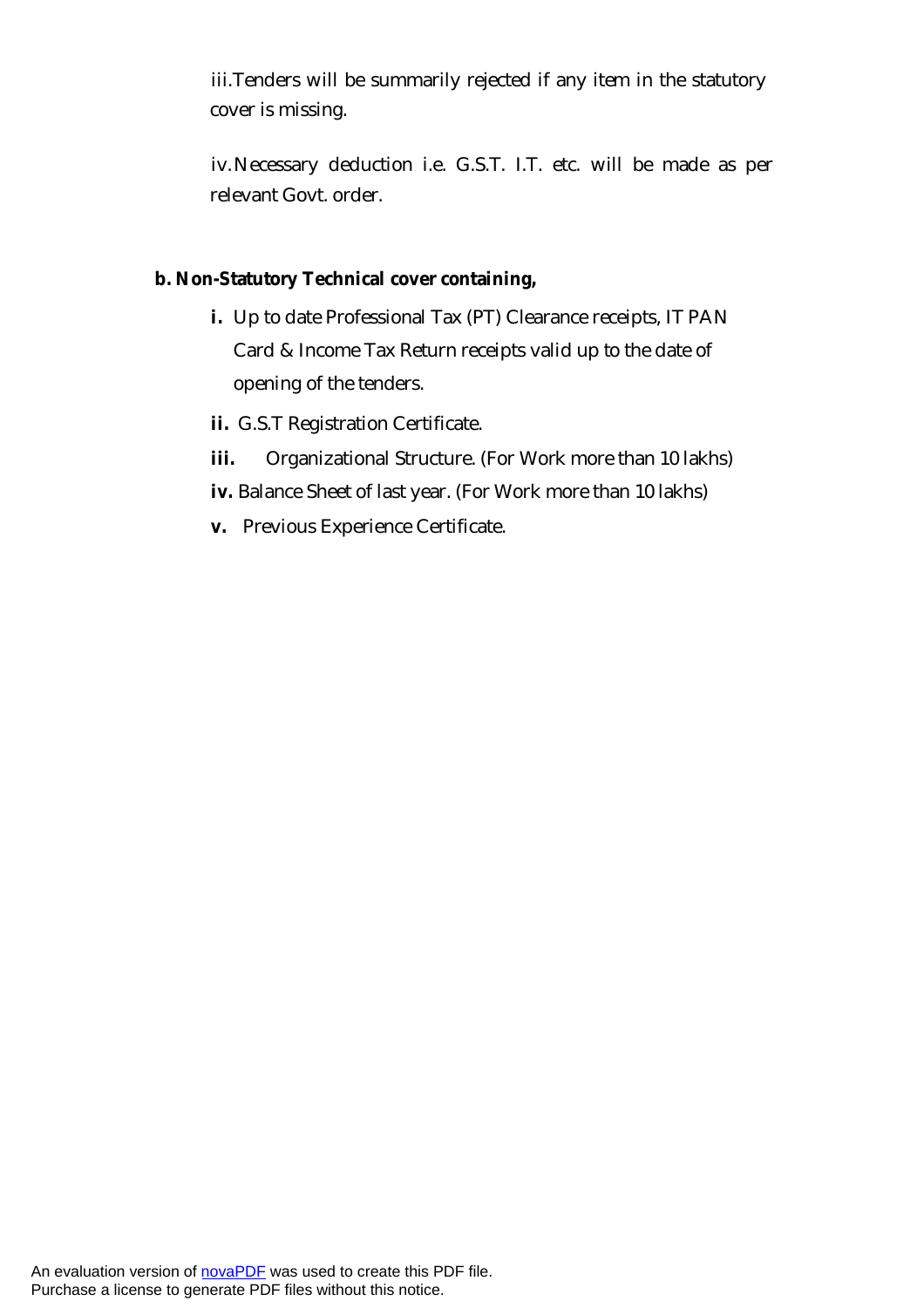iii. Tenders will be summarily rejected if any item in the statutory cover is missing.

iv. Necessary deduction i.e. G.S.T. I.T. etc. will be made as per relevant Govt. order.

**b. Non-Statutory Technical cover containing,**

- **i.** Up to date Professional Tax (PT) Clearance receipts, IT PAN Card & Income Tax Return receipts valid up to the date of opening of the tenders.
- **ii.** G.S.T Registration Certificate.
- **iii.** Organizational Structure. (For Work more than 10 lakhs)
- **iv.** Balance Sheet of last year. (For Work more than 10 lakhs)
- **v.** Previous Experience Certificate.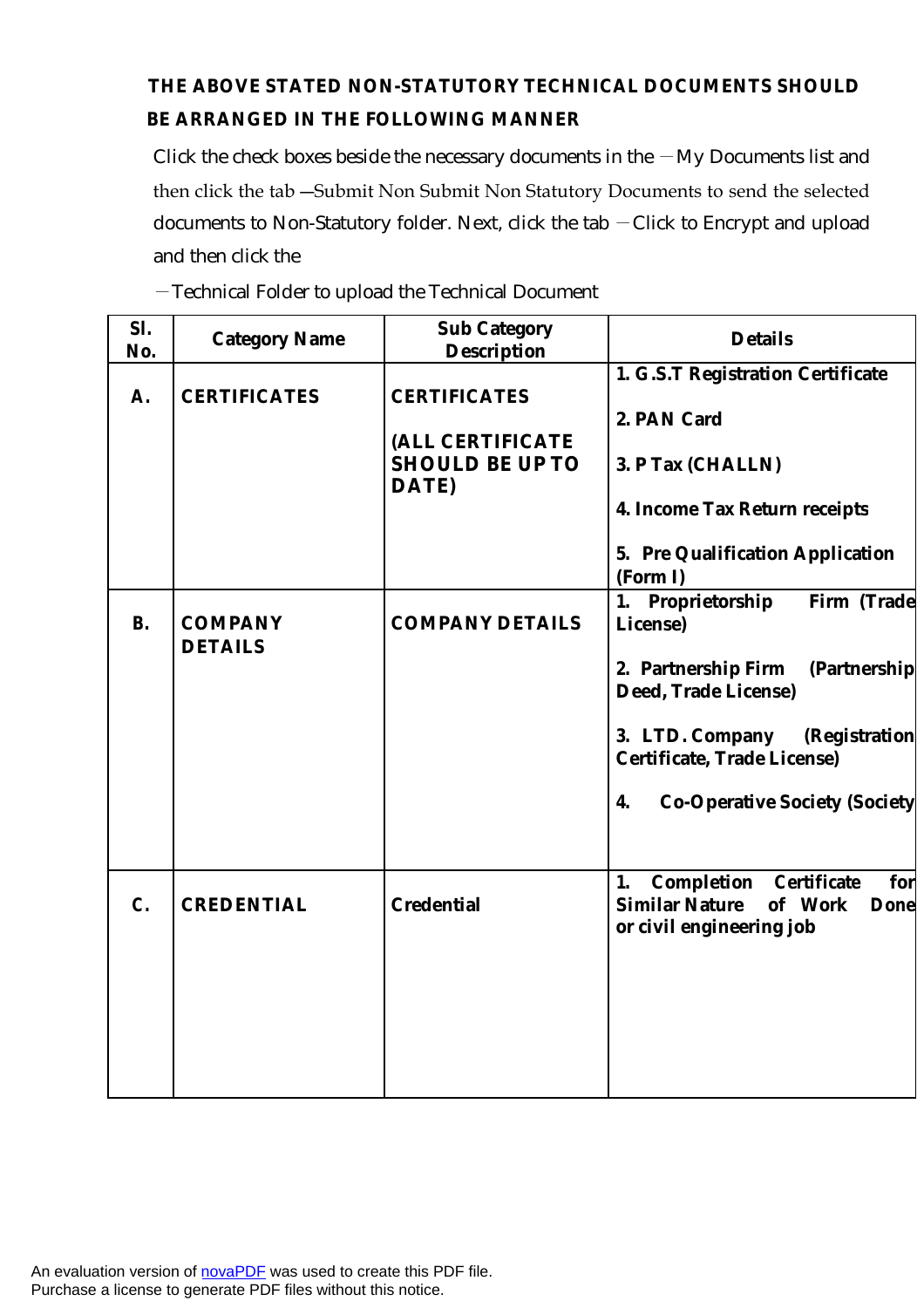**THE ABOVE STATED NON-STATUTORY TECHNICAL DOCUMENTS SHOULD BE ARRANGED IN THE FOLLOWING MANNER**

Click the check boxes beside the necessary documents in the ―My Documents list and then click the tab ―Submit Non Submit Non Statutory Documents to send the selected documents to Non-Statutory folder. Next, click the tab ―Click to Encrypt and upload and then click the

―Technical Folder to upload the Technical Document

| Sl. No. | Category Name | Sub Category Description | Details |
|---|---|---|---|
| A. | CERTIFICATES | CERTIFICATES<br><br>(ALL CERTIFICATE SHOULD BE UP TO DATE) | 1. G.S.T Registration Certificate<br><br>2. PAN Card<br><br>3. P Tax (CHALLN)<br><br>4. Income Tax Return receipts<br><br>5. Pre Qualification Application (Form I) |
| B. | COMPANY DETAILS | COMPANY DETAILS | 1. Proprietorship Firm (Trade License)<br><br>2. Partnership Firm (Partnership Deed, Trade License)<br><br>3. LTD. Company (Registration Certificate, Trade License)<br><br>4. Co-Operative Society (Society |
| C. | CREDENTIAL | Credential | 1. Completion Certificate for Similar Nature of Work Done or civil engineering job |

An evaluation version of novaPDF was used to create this PDF file.
Purchase a license to generate PDF files without this notice.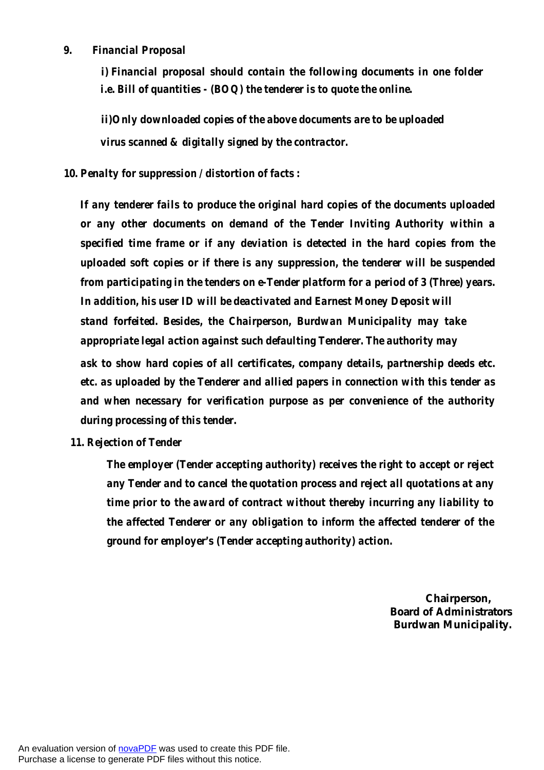**9. *Financial Proposal***

***i) Financial proposal should contain the following documents in one folder i.e. Bill of quantities - (BOQ) the tenderer is to quote the online.***

***ii)Only downloaded copies of the above documents are to be uploaded virus scanned & digitally signed by the contractor.***

**10. *Penalty for suppression / distortion of facts :***

***If any tenderer fails to produce the original hard copies of the documents uploaded or any other documents on demand of the Tender Inviting Authority within a specified time frame or if any deviation is detected in the hard copies from the uploaded soft copies or if there is any suppression, the tenderer will be suspended from participating in the tenders on e-Tender platform for a period of 3 (Three) years. In addition, his user ID will be deactivated and Earnest Money Deposit will stand forfeited. Besides, the Chairperson, Burdwan Municipality may take appropriate legal action against such defaulting Tenderer. The authority may ask to show hard copies of all certificates, company details, partnership deeds etc. etc. as uploaded by the Tenderer and allied papers in connection with this tender as and when necessary for verification purpose as per convenience of the authority during processing of this tender.***

**11. *Rejection of Tender***

***The employer (Tender accepting authority) receives the right to accept or reject any Tender and to cancel the quotation process and reject all quotations at any time prior to the award of contract without thereby incurring any liability to the affected Tenderer or any obligation to inform the affected tenderer of the ground for employer's (Tender accepting authority) action.***

**Chairperson,**
**Board of Administrators**
**Burdwan Municipality.**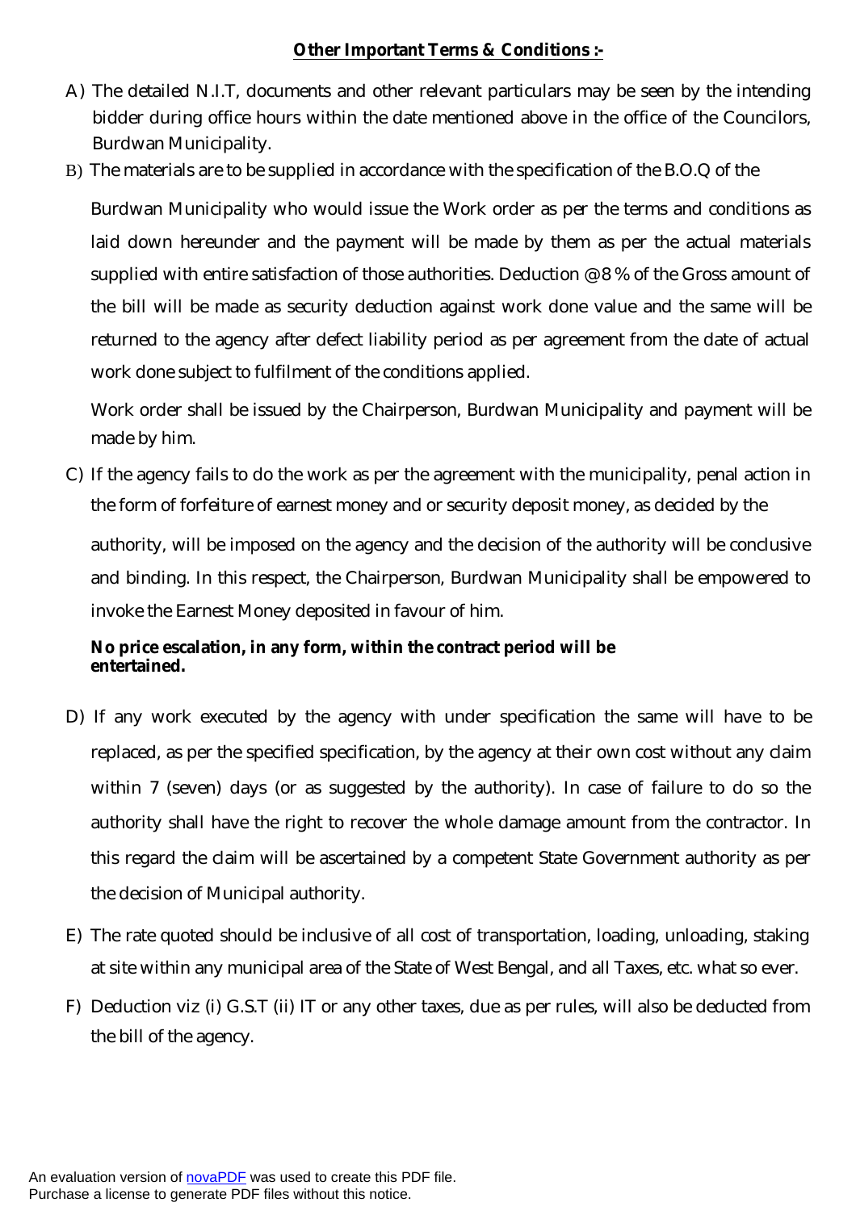**Other Important Terms & Conditions :-**

A) The detailed N.I.T, documents and other relevant particulars may be seen by the intending bidder during office hours within the date mentioned above in the office of the Councilors, Burdwan Municipality.

B) The materials are to be supplied in accordance with the specification of the B.O.Q of the Burdwan Municipality who would issue the Work order as per the terms and conditions as laid down hereunder and the payment will be made by them as per the actual materials supplied with entire satisfaction of those authorities. Deduction @ 8 % of the Gross amount of the bill will be made as security deduction against work done value and the same will be returned to the agency after defect liability period as per agreement from the date of actual work done subject to fulfilment of the conditions applied.

Work order shall be issued by the Chairperson, Burdwan Municipality and payment will be made by him.

C) If the agency fails to do the work as per the agreement with the municipality, penal action in the form of forfeiture of earnest money and or security deposit money, as decided by the authority, will be imposed on the agency and the decision of the authority will be conclusive and binding. In this respect, the Chairperson, Burdwan Municipality shall be empowered to invoke the Earnest Money deposited in favour of him.

**No price escalation, in any form, within the contract period will be entertained.**

D) If any work executed by the agency with under specification the same will have to be replaced, as per the specified specification, by the agency at their own cost without any claim within 7 (seven) days (or as suggested by the authority). In case of failure to do so the authority shall have the right to recover the whole damage amount from the contractor. In this regard the claim will be ascertained by a competent State Government authority as per the decision of Municipal authority.

E) The rate quoted should be inclusive of all cost of transportation, loading, unloading, staking at site within any municipal area of the State of West Bengal, and all Taxes, etc. what so ever.

F) Deduction viz (i) G.S.T (ii) IT or any other taxes, due as per rules, will also be deducted from the bill of the agency.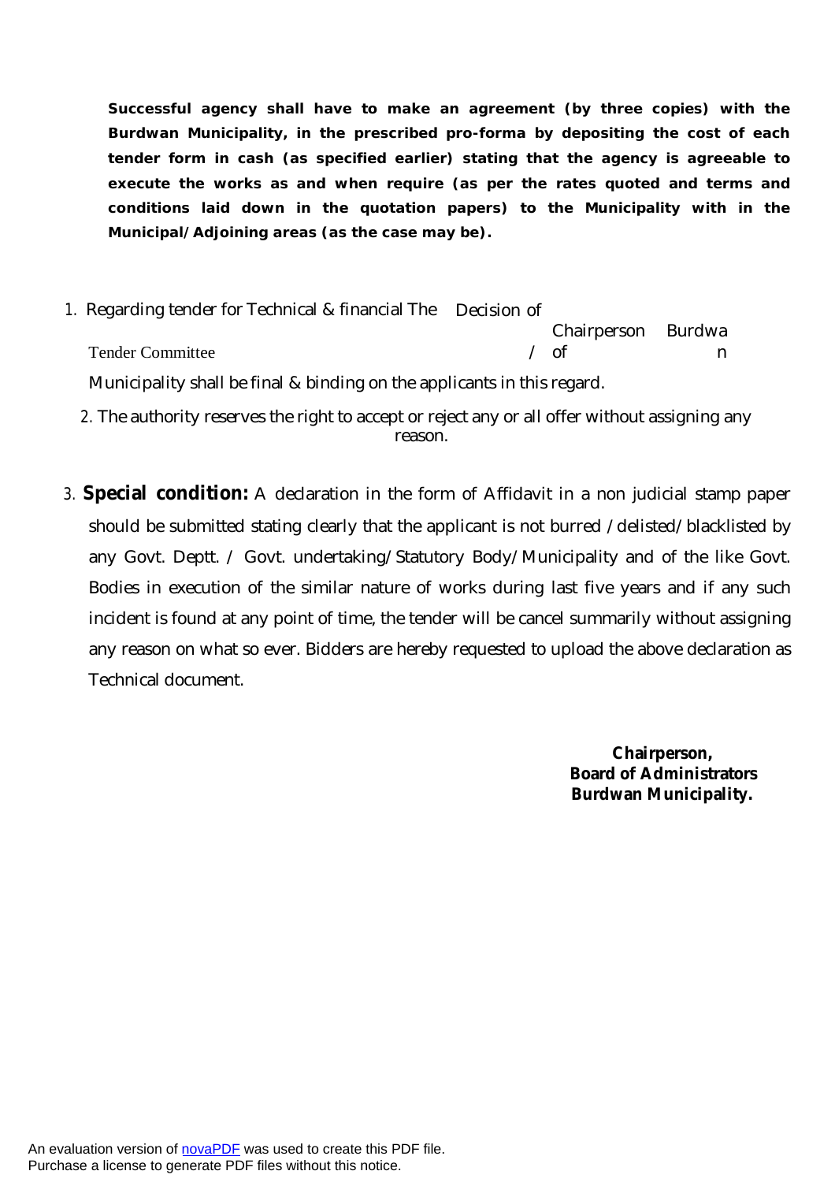**Successful agency shall have to make an agreement (by three copies) with the Burdwan Municipality, in the prescribed pro-forma by depositing the cost of each tender form in cash (as specified earlier) stating that the agency is agreeable to execute the works as and when require (as per the rates quoted and terms and conditions laid down in the quotation papers) to the Municipality with in the Municipal/Adjoining areas (as the case may be).**

1. Regarding tender for Technical & financial The Decision of Tender Committee / Chairperson of Burdwan Municipality shall be final & binding on the applicants in this regard.

2. The authority reserves the right to accept or reject any or all offer without assigning any reason.

3. **Special condition:** A declaration in the form of Affidavit in a non judicial stamp paper should be submitted stating clearly that the applicant is not burred /delisted/blacklisted by any Govt. Deptt. / Govt. undertaking/Statutory Body/Municipality and of the like Govt. Bodies in execution of the similar nature of works during last five years and if any such incident is found at any point of time, the tender will be cancel summarily without assigning any reason on what so ever. Bidders are hereby requested to upload the above declaration as Technical document.

**Chairperson,**
**Board of Administrators**
**Burdwan Municipality.**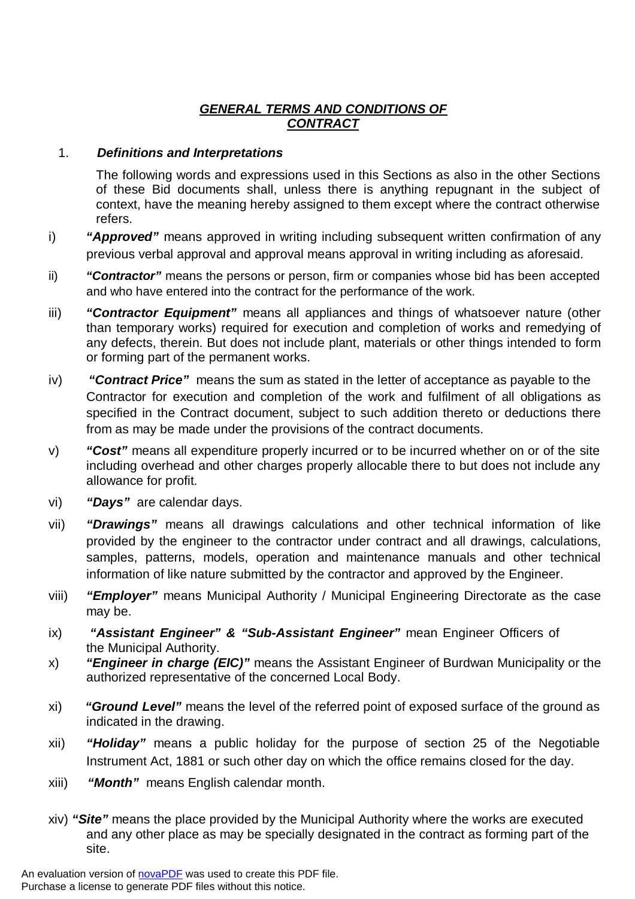## *GENERAL TERMS AND CONDITIONS OF CONTRACT*

1. ***Definitions and Interpretations***

The following words and expressions used in this Sections as also in the other Sections of these Bid documents shall, unless there is anything repugnant in the subject of context, have the meaning hereby assigned to them except where the contract otherwise refers.

i) ***"Approved"*** means approved in writing including subsequent written confirmation of any previous verbal approval and approval means approval in writing including as aforesaid.

ii) ***"Contractor"*** means the persons or person, firm or companies whose bid has been accepted and who have entered into the contract for the performance of the work.

iii) ***"Contractor Equipment"*** means all appliances and things of whatsoever nature (other than temporary works) required for execution and completion of works and remedying of any defects, therein. But does not include plant, materials or other things intended to form or forming part of the permanent works.

iv) ***"Contract Price"*** means the sum as stated in the letter of acceptance as payable to the Contractor for execution and completion of the work and fulfilment of all obligations as specified in the Contract document, subject to such addition thereto or deductions there from as may be made under the provisions of the contract documents.

v) ***"Cost"*** means all expenditure properly incurred or to be incurred whether on or of the site including overhead and other charges properly allocable there to but does not include any allowance for profit.

vi) ***"Days"*** are calendar days.

vii) ***"Drawings"*** means all drawings calculations and other technical information of like provided by the engineer to the contractor under contract and all drawings, calculations, samples, patterns, models, operation and maintenance manuals and other technical information of like nature submitted by the contractor and approved by the Engineer.

viii) ***"Employer"*** means Municipal Authority / Municipal Engineering Directorate as the case may be.

ix) ***"Assistant Engineer" & "Sub-Assistant Engineer"*** mean Engineer Officers of the Municipal Authority.

x) ***"Engineer in charge (EIC)"*** means the Assistant Engineer of Burdwan Municipality or the authorized representative of the concerned Local Body.

xi) ***"Ground Level"*** means the level of the referred point of exposed surface of the ground as indicated in the drawing.

xii) ***"Holiday"*** means a public holiday for the purpose of section 25 of the Negotiable Instrument Act, 1881 or such other day on which the office remains closed for the day.

xiii) ***"Month"*** means English calendar month.

xiv) ***"Site"*** means the place provided by the Municipal Authority where the works are executed and any other place as may be specially designated in the contract as forming part of the site.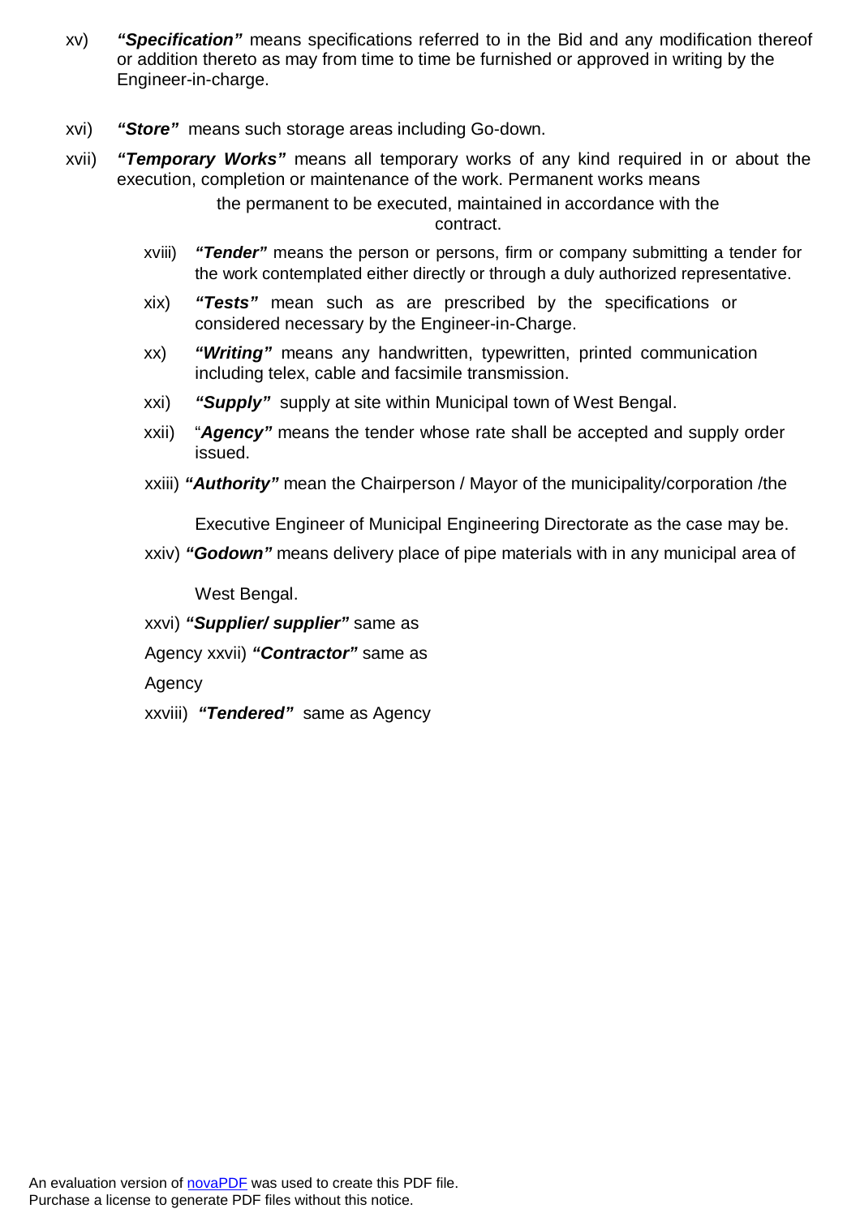xv) ***"Specification"*** means specifications referred to in the Bid and any modification thereof or addition thereto as may from time to time be furnished or approved in writing by the Engineer-in-charge.

xvi) ***"Store"*** means such storage areas including Go-down.

xvii) ***"Temporary Works"*** means all temporary works of any kind required in or about the execution, completion or maintenance of the work. Permanent works means the permanent to be executed, maintained in accordance with the contract.

xviii) ***"Tender"*** means the person or persons, firm or company submitting a tender for the work contemplated either directly or through a duly authorized representative.

xix) ***"Tests"*** mean such as are prescribed by the specifications or considered necessary by the Engineer-in-Charge.

xx) ***"Writing"*** means any handwritten, typewritten, printed communication including telex, cable and facsimile transmission.

xxi) ***"Supply"*** supply at site within Municipal town of West Bengal.

xxii) "***Agency"*** means the tender whose rate shall be accepted and supply order issued.

xxiii) ***"Authority"*** mean the Chairperson / Mayor of the municipality/corporation /the Executive Engineer of Municipal Engineering Directorate as the case may be.

xxiv) ***"Godown"*** means delivery place of pipe materials with in any municipal area of West Bengal.

xxvi) ***"Supplier/ supplier"*** same as Agency

xxvii) ***"Contractor"*** same as Agency

xxviii) ***"Tendered"*** same as Agency

An evaluation version of novaPDF was used to create this PDF file.
Purchase a license to generate PDF files without this notice.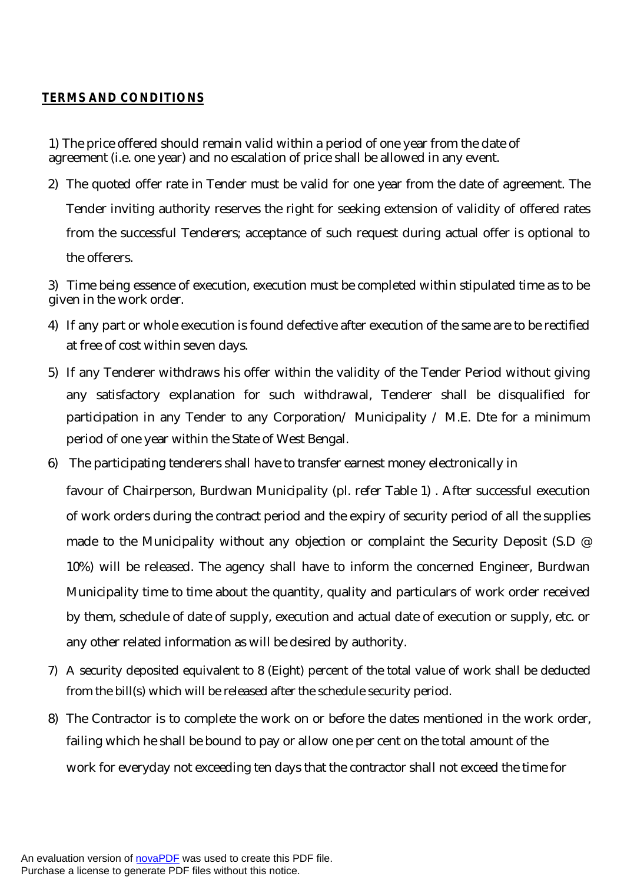**TERMS AND CONDITIONS**

1) The price offered should remain valid within a period of one year from the date of agreement (i.e. one year) and no escalation of price shall be allowed in any event.

2) The quoted offer rate in Tender must be valid for one year from the date of agreement. The Tender inviting authority reserves the right for seeking extension of validity of offered rates from the successful Tenderers; acceptance of such request during actual offer is optional to the offerers.

3) Time being essence of execution, execution must be completed within stipulated time as to be given in the work order.

4) If any part or whole execution is found defective after execution of the same are to be rectified at free of cost within seven days.

5) If any Tenderer withdraws his offer within the validity of the Tender Period without giving any satisfactory explanation for such withdrawal, Tenderer shall be disqualified for participation in any Tender to any Corporation/ Municipality / M.E. Dte for a minimum period of one year within the State of West Bengal.

6) The participating tenderers shall have to transfer earnest money electronically in favour of Chairperson, Burdwan Municipality (pl. refer Table 1) . After successful execution of work orders during the contract period and the expiry of security period of all the supplies made to the Municipality without any objection or complaint the Security Deposit (S.D @ 10%) will be released. The agency shall have to inform the concerned Engineer, Burdwan Municipality time to time about the quantity, quality and particulars of work order received by them, schedule of date of supply, execution and actual date of execution or supply, etc. or any other related information as will be desired by authority.

7) A security deposited equivalent to 8 (Eight) percent of the total value of work shall be deducted from the bill(s) which will be released after the schedule security period.

8) The Contractor is to complete the work on or before the dates mentioned in the work order, failing which he shall be bound to pay or allow one per cent on the total amount of the work for everyday not exceeding ten days that the contractor shall not exceed the time for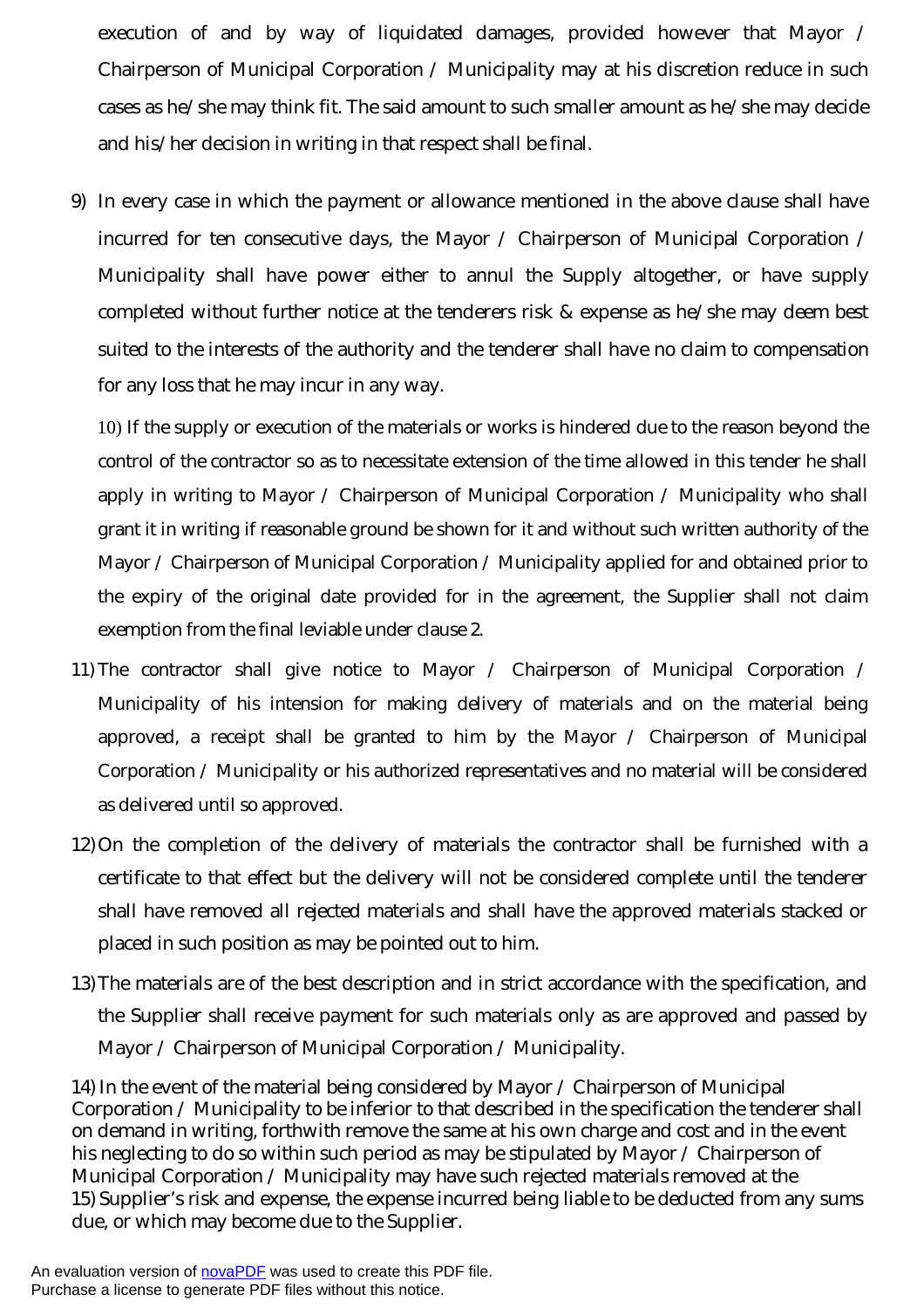execution of and by way of liquidated damages, provided however that Mayor / Chairperson of Municipal Corporation / Municipality may at his discretion reduce in such cases as he/she may think fit. The said amount to such smaller amount as he/she may decide and his/her decision in writing in that respect shall be final.

9) In every case in which the payment or allowance mentioned in the above clause shall have incurred for ten consecutive days, the Mayor / Chairperson of Municipal Corporation / Municipality shall have power either to annul the Supply altogether, or have supply completed without further notice at the tenderers risk & expense as he/she may deem best suited to the interests of the authority and the tenderer shall have no claim to compensation for any loss that he may incur in any way.

10) If the supply or execution of the materials or works is hindered due to the reason beyond the control of the contractor so as to necessitate extension of the time allowed in this tender he shall apply in writing to Mayor / Chairperson of Municipal Corporation / Municipality who shall grant it in writing if reasonable ground be shown for it and without such written authority of the Mayor / Chairperson of Municipal Corporation / Municipality applied for and obtained prior to the expiry of the original date provided for in the agreement, the Supplier shall not claim exemption from the final leviable under clause 2.

11) The contractor shall give notice to Mayor / Chairperson of Municipal Corporation / Municipality of his intension for making delivery of materials and on the material being approved, a receipt shall be granted to him by the Mayor / Chairperson of Municipal Corporation / Municipality or his authorized representatives and no material will be considered as delivered until so approved.

12) On the completion of the delivery of materials the contractor shall be furnished with a certificate to that effect but the delivery will not be considered complete until the tenderer shall have removed all rejected materials and shall have the approved materials stacked or placed in such position as may be pointed out to him.

13) The materials are of the best description and in strict accordance with the specification, and the Supplier shall receive payment for such materials only as are approved and passed by Mayor / Chairperson of Municipal Corporation / Municipality.

14) In the event of the material being considered by Mayor / Chairperson of Municipal Corporation / Municipality to be inferior to that described in the specification the tenderer shall on demand in writing, forthwith remove the same at his own charge and cost and in the event his neglecting to do so within such period as may be stipulated by Mayor / Chairperson of Municipal Corporation / Municipality may have such rejected materials removed at the

15) Supplier's risk and expense, the expense incurred being liable to be deducted from any sums due, or which may become due to the Supplier.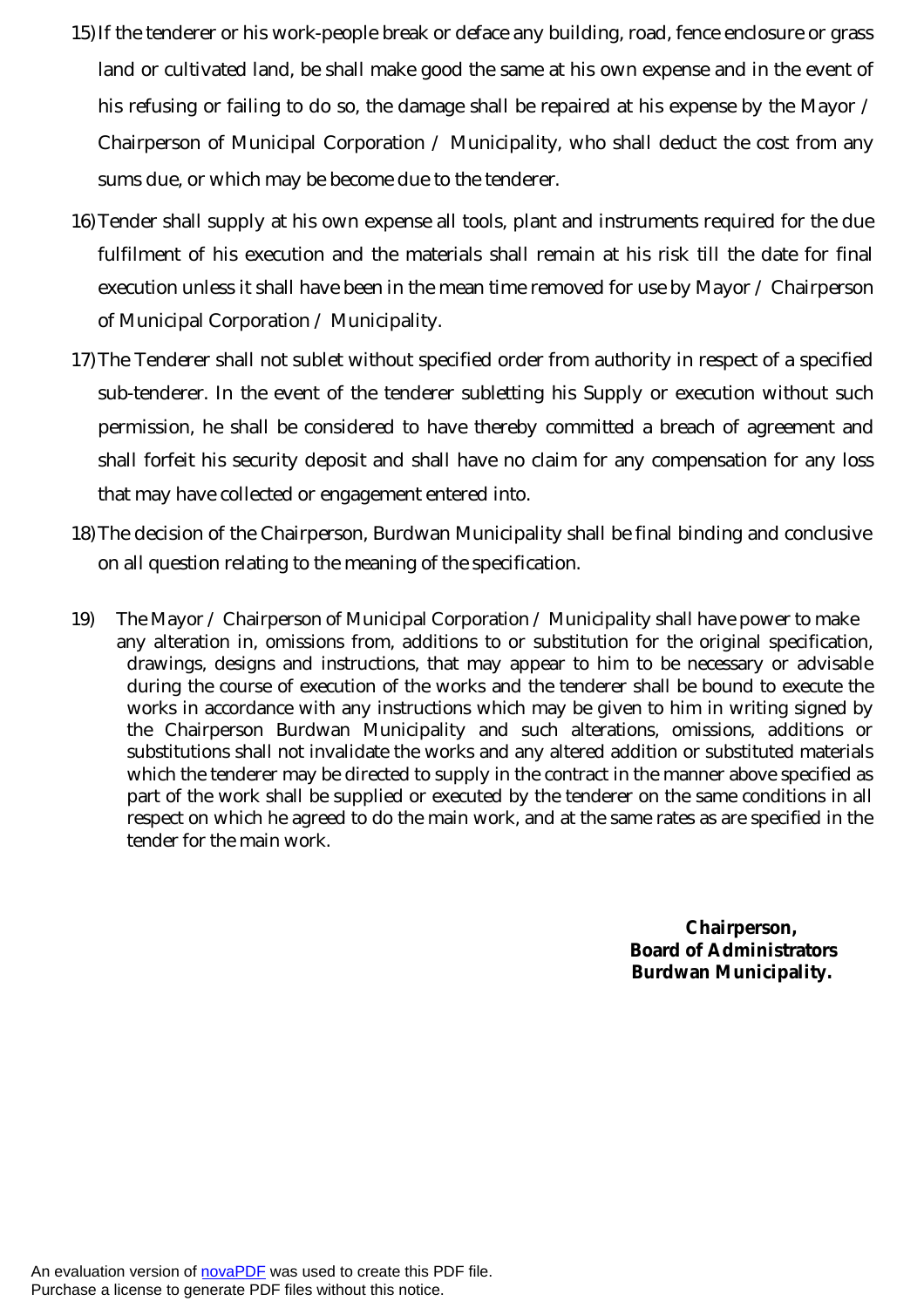15) If the tenderer or his work-people break or deface any building, road, fence enclosure or grass land or cultivated land, be shall make good the same at his own expense and in the event of his refusing or failing to do so, the damage shall be repaired at his expense by the Mayor / Chairperson of Municipal Corporation / Municipality, who shall deduct the cost from any sums due, or which may be become due to the tenderer.

16) Tender shall supply at his own expense all tools, plant and instruments required for the due fulfilment of his execution and the materials shall remain at his risk till the date for final execution unless it shall have been in the mean time removed for use by Mayor / Chairperson of Municipal Corporation / Municipality.

17) The Tenderer shall not sublet without specified order from authority in respect of a specified sub-tenderer. In the event of the tenderer subletting his Supply or execution without such permission, he shall be considered to have thereby committed a breach of agreement and shall forfeit his security deposit and shall have no claim for any compensation for any loss that may have collected or engagement entered into.

18) The decision of the Chairperson, Burdwan Municipality shall be final binding and conclusive on all question relating to the meaning of the specification.

19) The Mayor / Chairperson of Municipal Corporation / Municipality shall have power to make any alteration in, omissions from, additions to or substitution for the original specification, drawings, designs and instructions, that may appear to him to be necessary or advisable during the course of execution of the works and the tenderer shall be bound to execute the works in accordance with any instructions which may be given to him in writing signed by the Chairperson Burdwan Municipality and such alterations, omissions, additions or substitutions shall not invalidate the works and any altered addition or substituted materials which the tenderer may be directed to supply in the contract in the manner above specified as part of the work shall be supplied or executed by the tenderer on the same conditions in all respect on which he agreed to do the main work, and at the same rates as are specified in the tender for the main work.

**Chairperson,**
**Board of Administrators**
**Burdwan Municipality.**

An evaluation version of novaPDF was used to create this PDF file.
Purchase a license to generate PDF files without this notice.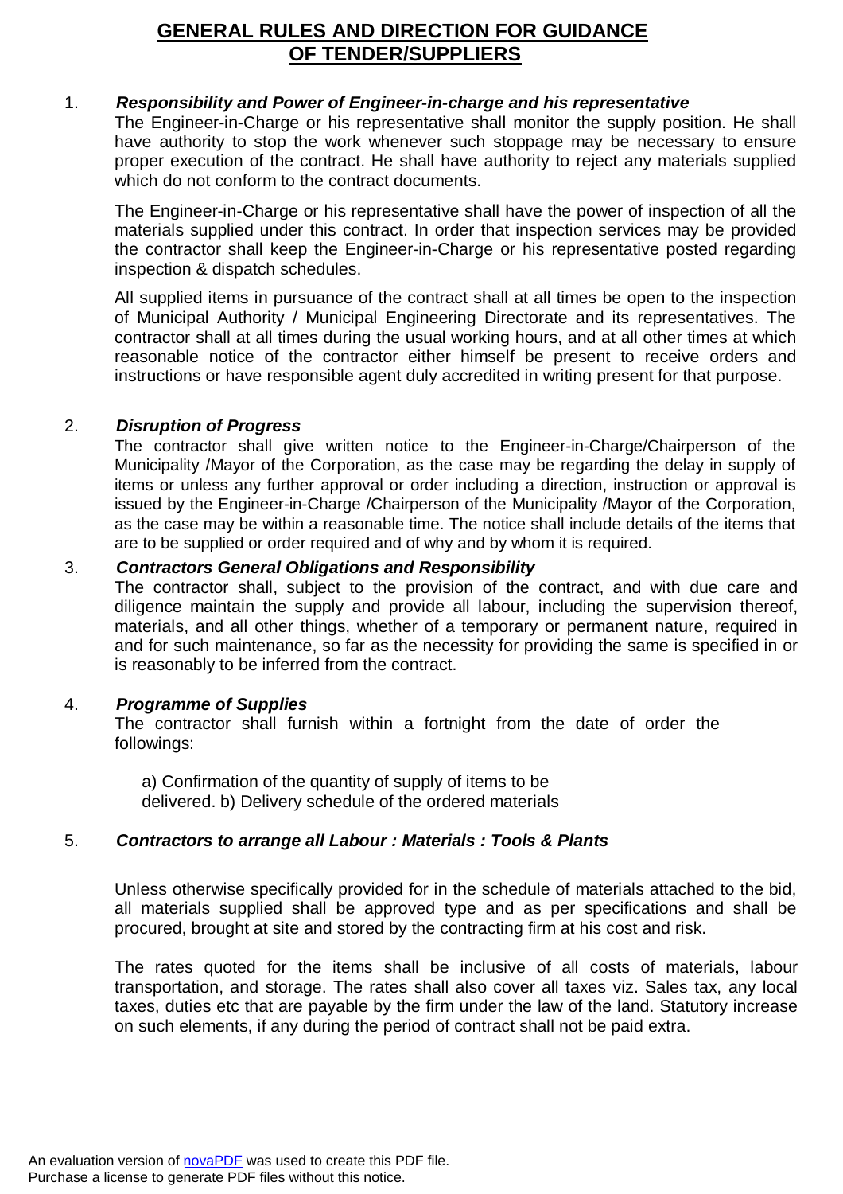# GENERAL RULES AND DIRECTION FOR GUIDANCE OF TENDER/SUPPLIERS

1. ***Responsibility and Power of Engineer-in-charge and his representative***

   The Engineer-in-Charge or his representative shall monitor the supply position. He shall have authority to stop the work whenever such stoppage may be necessary to ensure proper execution of the contract. He shall have authority to reject any materials supplied which do not conform to the contract documents.

   The Engineer-in-Charge or his representative shall have the power of inspection of all the materials supplied under this contract. In order that inspection services may be provided the contractor shall keep the Engineer-in-Charge or his representative posted regarding inspection & dispatch schedules.

   All supplied items in pursuance of the contract shall at all times be open to the inspection of Municipal Authority / Municipal Engineering Directorate and its representatives. The contractor shall at all times during the usual working hours, and at all other times at which reasonable notice of the contractor either himself be present to receive orders and instructions or have responsible agent duly accredited in writing present for that purpose.

2. ***Disruption of Progress***

   The contractor shall give written notice to the Engineer-in-Charge/Chairperson of the Municipality /Mayor of the Corporation, as the case may be regarding the delay in supply of items or unless any further approval or order including a direction, instruction or approval is issued by the Engineer-in-Charge /Chairperson of the Municipality /Mayor of the Corporation, as the case may be within a reasonable time. The notice shall include details of the items that are to be supplied or order required and of why and by whom it is required.

3. ***Contractors General Obligations and Responsibility***

   The contractor shall, subject to the provision of the contract, and with due care and diligence maintain the supply and provide all labour, including the supervision thereof, materials, and all other things, whether of a temporary or permanent nature, required in and for such maintenance, so far as the necessity for providing the same is specified in or is reasonably to be inferred from the contract.

4. ***Programme of Supplies***

   The contractor shall furnish within a fortnight from the date of order the followings:

   a) Confirmation of the quantity of supply of items to be delivered. b) Delivery schedule of the ordered materials

5. ***Contractors to arrange all Labour : Materials : Tools & Plants***

   Unless otherwise specifically provided for in the schedule of materials attached to the bid, all materials supplied shall be approved type and as per specifications and shall be procured, brought at site and stored by the contracting firm at his cost and risk.

   The rates quoted for the items shall be inclusive of all costs of materials, labour transportation, and storage. The rates shall also cover all taxes viz. Sales tax, any local taxes, duties etc that are payable by the firm under the law of the land. Statutory increase on such elements, if any during the period of contract shall not be paid extra.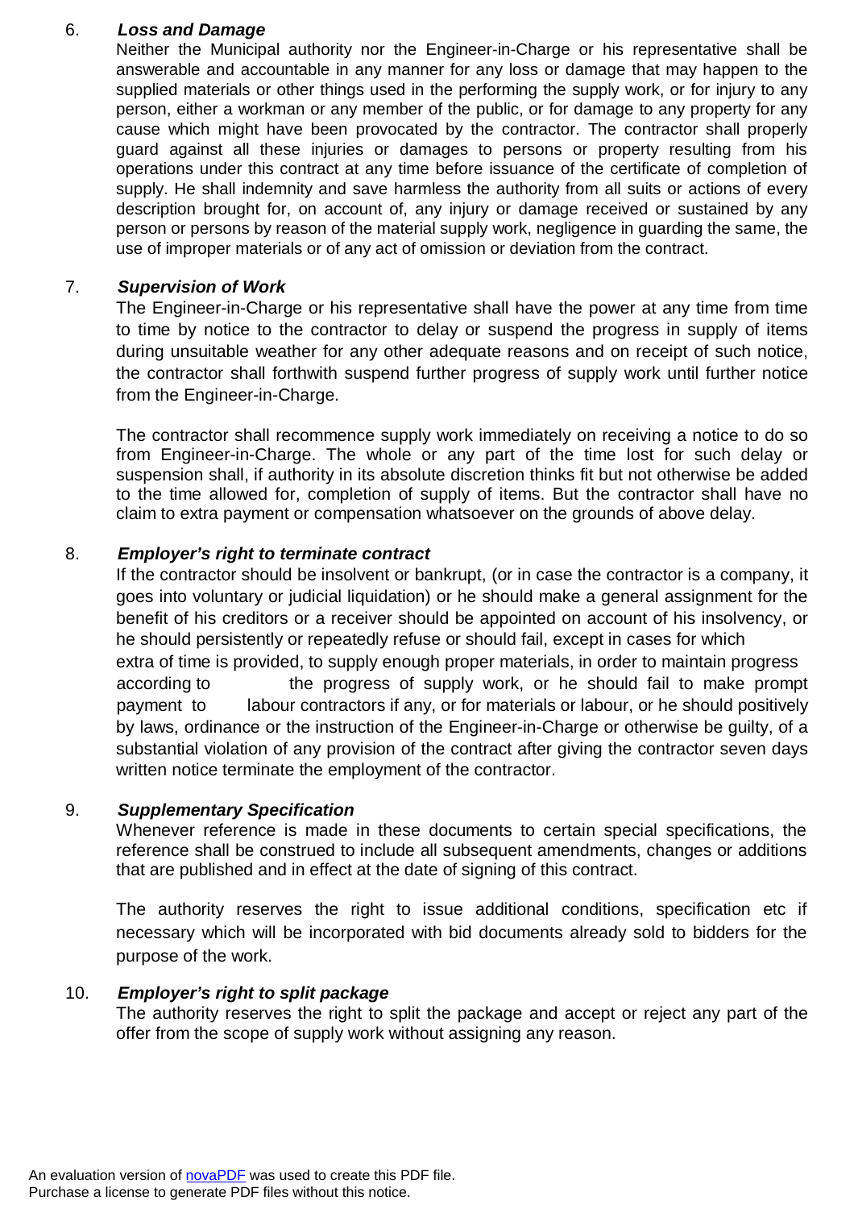6. ***Loss and Damage***

Neither the Municipal authority nor the Engineer-in-Charge or his representative shall be answerable and accountable in any manner for any loss or damage that may happen to the supplied materials or other things used in the performing the supply work, or for injury to any person, either a workman or any member of the public, or for damage to any property for any cause which might have been provocated by the contractor. The contractor shall properly guard against all these injuries or damages to persons or property resulting from his operations under this contract at any time before issuance of the certificate of completion of supply. He shall indemnity and save harmless the authority from all suits or actions of every description brought for, on account of, any injury or damage received or sustained by any person or persons by reason of the material supply work, negligence in guarding the same, the use of improper materials or of any act of omission or deviation from the contract.

7. ***Supervision of Work***

The Engineer-in-Charge or his representative shall have the power at any time from time to time by notice to the contractor to delay or suspend the progress in supply of items during unsuitable weather for any other adequate reasons and on receipt of such notice, the contractor shall forthwith suspend further progress of supply work until further notice from the Engineer-in-Charge.

The contractor shall recommence supply work immediately on receiving a notice to do so from Engineer-in-Charge. The whole or any part of the time lost for such delay or suspension shall, if authority in its absolute discretion thinks fit but not otherwise be added to the time allowed for, completion of supply of items. But the contractor shall have no claim to extra payment or compensation whatsoever on the grounds of above delay.

8. ***Employer's right to terminate contract***

If the contractor should be insolvent or bankrupt, (or in case the contractor is a company, it goes into voluntary or judicial liquidation) or he should make a general assignment for the benefit of his creditors or a receiver should be appointed on account of his insolvency, or he should persistently or repeatedly refuse or should fail, except in cases for which extra of time is provided, to supply enough proper materials, in order to maintain progress according to the progress of supply work, or he should fail to make prompt payment to labour contractors if any, or for materials or labour, or he should positively by laws, ordinance or the instruction of the Engineer-in-Charge or otherwise be guilty, of a substantial violation of any provision of the contract after giving the contractor seven days written notice terminate the employment of the contractor.

9. ***Supplementary Specification***

Whenever reference is made in these documents to certain special specifications, the reference shall be construed to include all subsequent amendments, changes or additions that are published and in effect at the date of signing of this contract.

The authority reserves the right to issue additional conditions, specification etc if necessary which will be incorporated with bid documents already sold to bidders for the purpose of the work.

10. ***Employer's right to split package***

The authority reserves the right to split the package and accept or reject any part of the offer from the scope of supply work without assigning any reason.

An evaluation version of novaPDF was used to create this PDF file.
Purchase a license to generate PDF files without this notice.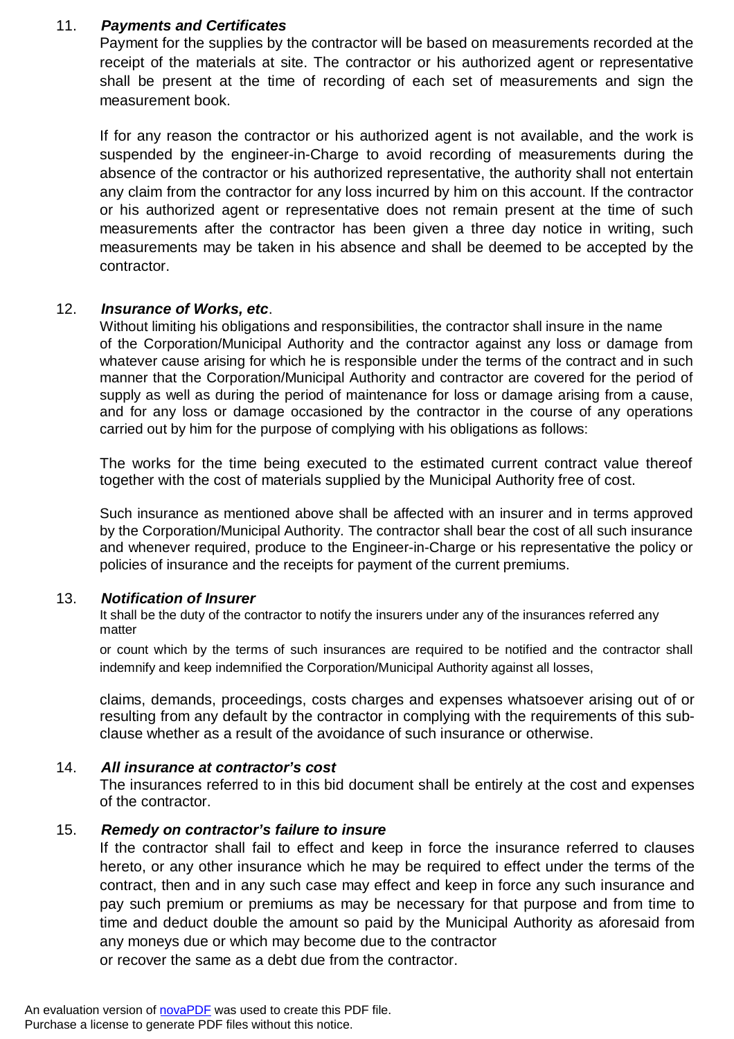11. ***Payments and Certificates***

Payment for the supplies by the contractor will be based on measurements recorded at the receipt of the materials at site. The contractor or his authorized agent or representative shall be present at the time of recording of each set of measurements and sign the measurement book.

If for any reason the contractor or his authorized agent is not available, and the work is suspended by the engineer-in-Charge to avoid recording of measurements during the absence of the contractor or his authorized representative, the authority shall not entertain any claim from the contractor for any loss incurred by him on this account. If the contractor or his authorized agent or representative does not remain present at the time of such measurements after the contractor has been given a three day notice in writing, such measurements may be taken in his absence and shall be deemed to be accepted by the contractor.

12. ***Insurance of Works, etc***.

Without limiting his obligations and responsibilities, the contractor shall insure in the name of the Corporation/Municipal Authority and the contractor against any loss or damage from whatever cause arising for which he is responsible under the terms of the contract and in such manner that the Corporation/Municipal Authority and contractor are covered for the period of supply as well as during the period of maintenance for loss or damage arising from a cause, and for any loss or damage occasioned by the contractor in the course of any operations carried out by him for the purpose of complying with his obligations as follows:

The works for the time being executed to the estimated current contract value thereof together with the cost of materials supplied by the Municipal Authority free of cost.

Such insurance as mentioned above shall be affected with an insurer and in terms approved by the Corporation/Municipal Authority. The contractor shall bear the cost of all such insurance and whenever required, produce to the Engineer-in-Charge or his representative the policy or policies of insurance and the receipts for payment of the current premiums.

13. ***Notification of Insurer***

It shall be the duty of the contractor to notify the insurers under any of the insurances referred any matter

or count which by the terms of such insurances are required to be notified and the contractor shall indemnify and keep indemnified the Corporation/Municipal Authority against all losses,

claims, demands, proceedings, costs charges and expenses whatsoever arising out of or resulting from any default by the contractor in complying with the requirements of this sub-clause whether as a result of the avoidance of such insurance or otherwise.

14. ***All insurance at contractor's cost***

The insurances referred to in this bid document shall be entirely at the cost and expenses of the contractor.

15. ***Remedy on contractor's failure to insure***

If the contractor shall fail to effect and keep in force the insurance referred to clauses hereto, or any other insurance which he may be required to effect under the terms of the contract, then and in any such case may effect and keep in force any such insurance and pay such premium or premiums as may be necessary for that purpose and from time to time and deduct double the amount so paid by the Municipal Authority as aforesaid from any moneys due or which may become due to the contractor or recover the same as a debt due from the contractor.

An evaluation version of novaPDF was used to create this PDF file.
Purchase a license to generate PDF files without this notice.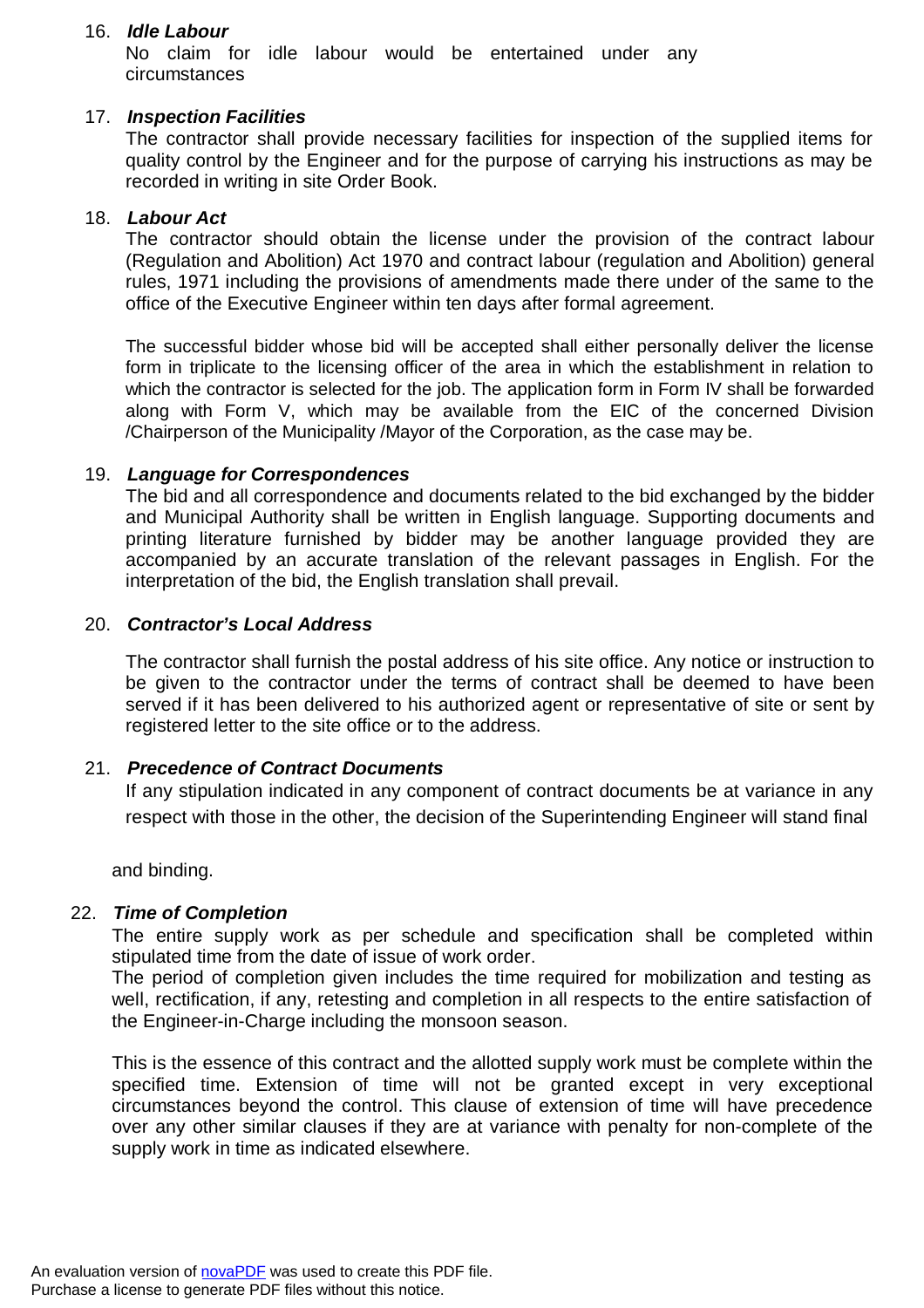16. ***Idle Labour***

    No claim for idle labour would be entertained under any circumstances

17. ***Inspection Facilities***

    The contractor shall provide necessary facilities for inspection of the supplied items for quality control by the Engineer and for the purpose of carrying his instructions as may be recorded in writing in site Order Book.

18. ***Labour Act***

    The contractor should obtain the license under the provision of the contract labour (Regulation and Abolition) Act 1970 and contract labour (regulation and Abolition) general rules, 1971 including the provisions of amendments made there under of the same to the office of the Executive Engineer within ten days after formal agreement.

    The successful bidder whose bid will be accepted shall either personally deliver the license form in triplicate to the licensing officer of the area in which the establishment in relation to which the contractor is selected for the job. The application form in Form IV shall be forwarded along with Form V, which may be available from the EIC of the concerned Division /Chairperson of the Municipality /Mayor of the Corporation, as the case may be.

19. ***Language for Correspondences***

    The bid and all correspondence and documents related to the bid exchanged by the bidder and Municipal Authority shall be written in English language. Supporting documents and printing literature furnished by bidder may be another language provided they are accompanied by an accurate translation of the relevant passages in English. For the interpretation of the bid, the English translation shall prevail.

20. ***Contractor's Local Address***

    The contractor shall furnish the postal address of his site office. Any notice or instruction to be given to the contractor under the terms of contract shall be deemed to have been served if it has been delivered to his authorized agent or representative of site or sent by registered letter to the site office or to the address.

21. ***Precedence of Contract Documents***

    If any stipulation indicated in any component of contract documents be at variance in any respect with those in the other, the decision of the Superintending Engineer will stand final and binding.

22. ***Time of Completion***

    The entire supply work as per schedule and specification shall be completed within stipulated time from the date of issue of work order.

    The period of completion given includes the time required for mobilization and testing as well, rectification, if any, retesting and completion in all respects to the entire satisfaction of the Engineer-in-Charge including the monsoon season.

    This is the essence of this contract and the allotted supply work must be complete within the specified time. Extension of time will not be granted except in very exceptional circumstances beyond the control. This clause of extension of time will have precedence over any other similar clauses if they are at variance with penalty for non-complete of the supply work in time as indicated elsewhere.

An evaluation version of novaPDF was used to create this PDF file.
Purchase a license to generate PDF files without this notice.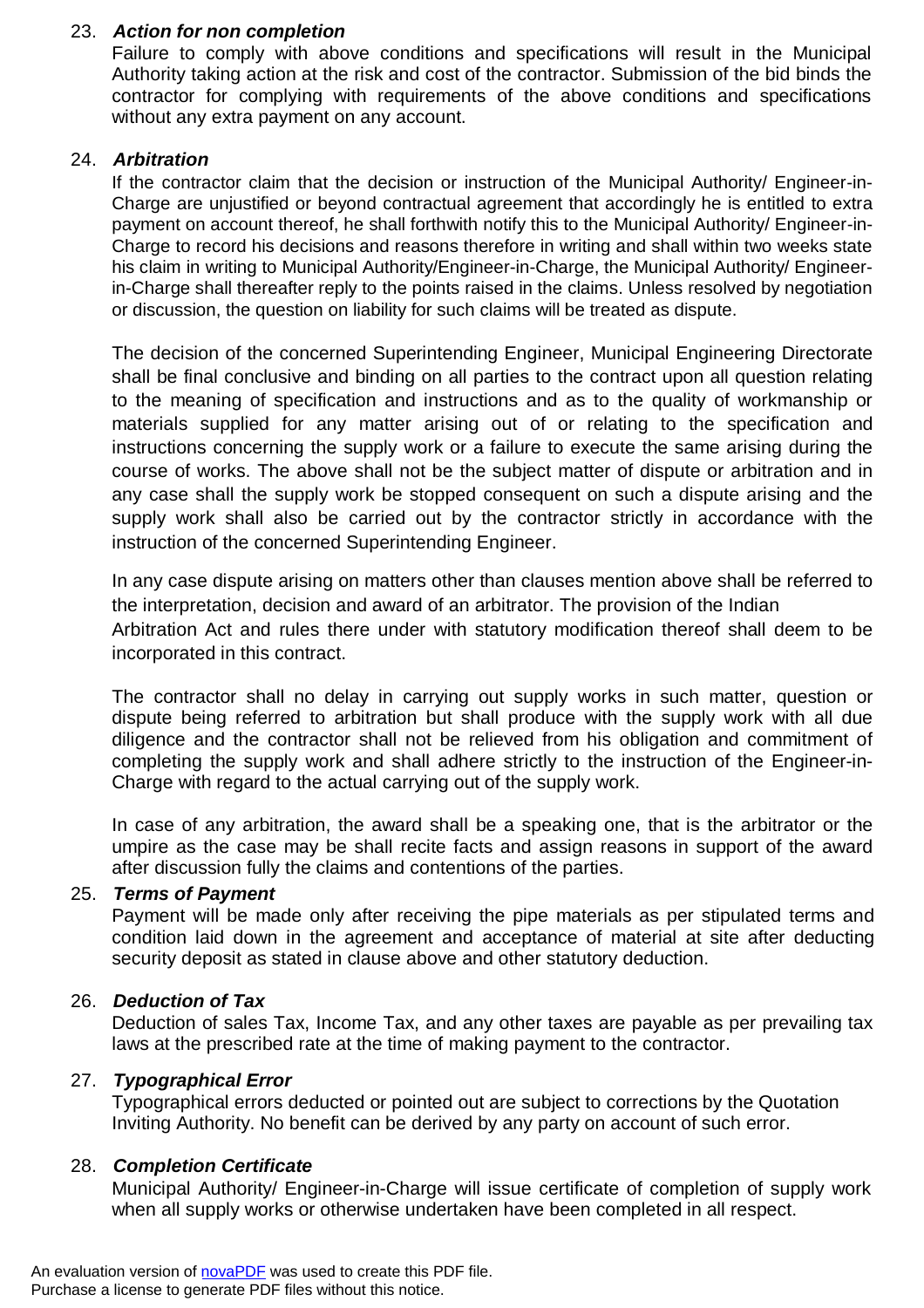23. ***Action for non completion***

Failure to comply with above conditions and specifications will result in the Municipal Authority taking action at the risk and cost of the contractor. Submission of the bid binds the contractor for complying with requirements of the above conditions and specifications without any extra payment on any account.

24. ***Arbitration***

If the contractor claim that the decision or instruction of the Municipal Authority/ Engineer-in-Charge are unjustified or beyond contractual agreement that accordingly he is entitled to extra payment on account thereof, he shall forthwith notify this to the Municipal Authority/ Engineer-in-Charge to record his decisions and reasons therefore in writing and shall within two weeks state his claim in writing to Municipal Authority/Engineer-in-Charge, the Municipal Authority/ Engineer-in-Charge shall thereafter reply to the points raised in the claims. Unless resolved by negotiation or discussion, the question on liability for such claims will be treated as dispute.

The decision of the concerned Superintending Engineer, Municipal Engineering Directorate shall be final conclusive and binding on all parties to the contract upon all question relating to the meaning of specification and instructions and as to the quality of workmanship or materials supplied for any matter arising out of or relating to the specification and instructions concerning the supply work or a failure to execute the same arising during the course of works. The above shall not be the subject matter of dispute or arbitration and in any case shall the supply work be stopped consequent on such a dispute arising and the supply work shall also be carried out by the contractor strictly in accordance with the instruction of the concerned Superintending Engineer.

In any case dispute arising on matters other than clauses mention above shall be referred to the interpretation, decision and award of an arbitrator. The provision of the Indian Arbitration Act and rules there under with statutory modification thereof shall deem to be incorporated in this contract.

The contractor shall no delay in carrying out supply works in such matter, question or dispute being referred to arbitration but shall produce with the supply work with all due diligence and the contractor shall not be relieved from his obligation and commitment of completing the supply work and shall adhere strictly to the instruction of the Engineer-in-Charge with regard to the actual carrying out of the supply work.

In case of any arbitration, the award shall be a speaking one, that is the arbitrator or the umpire as the case may be shall recite facts and assign reasons in support of the award after discussion fully the claims and contentions of the parties.

25. ***Terms of Payment***

Payment will be made only after receiving the pipe materials as per stipulated terms and condition laid down in the agreement and acceptance of material at site after deducting security deposit as stated in clause above and other statutory deduction.

26. ***Deduction of Tax***

Deduction of sales Tax, Income Tax, and any other taxes are payable as per prevailing tax laws at the prescribed rate at the time of making payment to the contractor.

27. ***Typographical Error***

Typographical errors deducted or pointed out are subject to corrections by the Quotation Inviting Authority. No benefit can be derived by any party on account of such error.

28. ***Completion Certificate***

Municipal Authority/ Engineer-in-Charge will issue certificate of completion of supply work when all supply works or otherwise undertaken have been completed in all respect.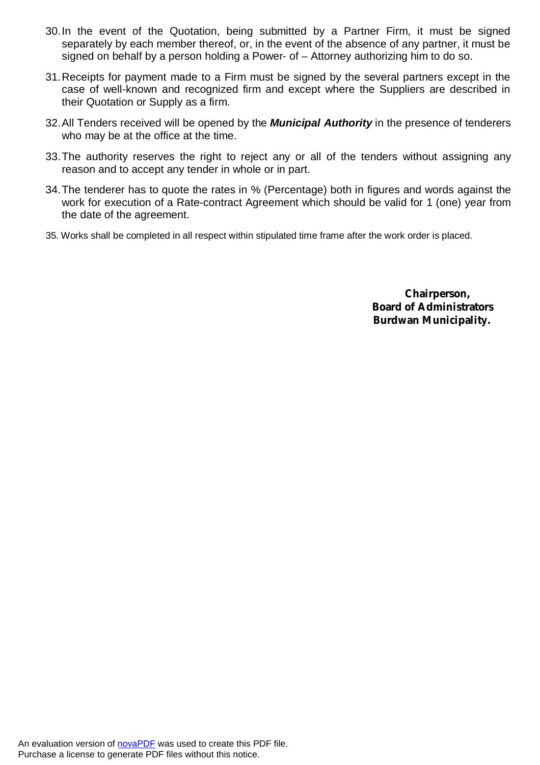30. In the event of the Quotation, being submitted by a Partner Firm, it must be signed separately by each member thereof, or, in the event of the absence of any partner, it must be signed on behalf by a person holding a Power- of – Attorney authorizing him to do so.

31. Receipts for payment made to a Firm must be signed by the several partners except in the case of well-known and recognized firm and except where the Suppliers are described in their Quotation or Supply as a firm.

32. All Tenders received will be opened by the ***Municipal Authority*** in the presence of tenderers who may be at the office at the time.

33. The authority reserves the right to reject any or all of the tenders without assigning any reason and to accept any tender in whole or in part.

34. The tenderer has to quote the rates in % (Percentage) both in figures and words against the work for execution of a Rate-contract Agreement which should be valid for 1 (one) year from the date of the agreement.

35. Works shall be completed in all respect within stipulated time frame after the work order is placed.

**Chairperson,**
**Board of Administrators**
**Burdwan Municipality.**

An evaluation version of novaPDF was used to create this PDF file.
Purchase a license to generate PDF files without this notice.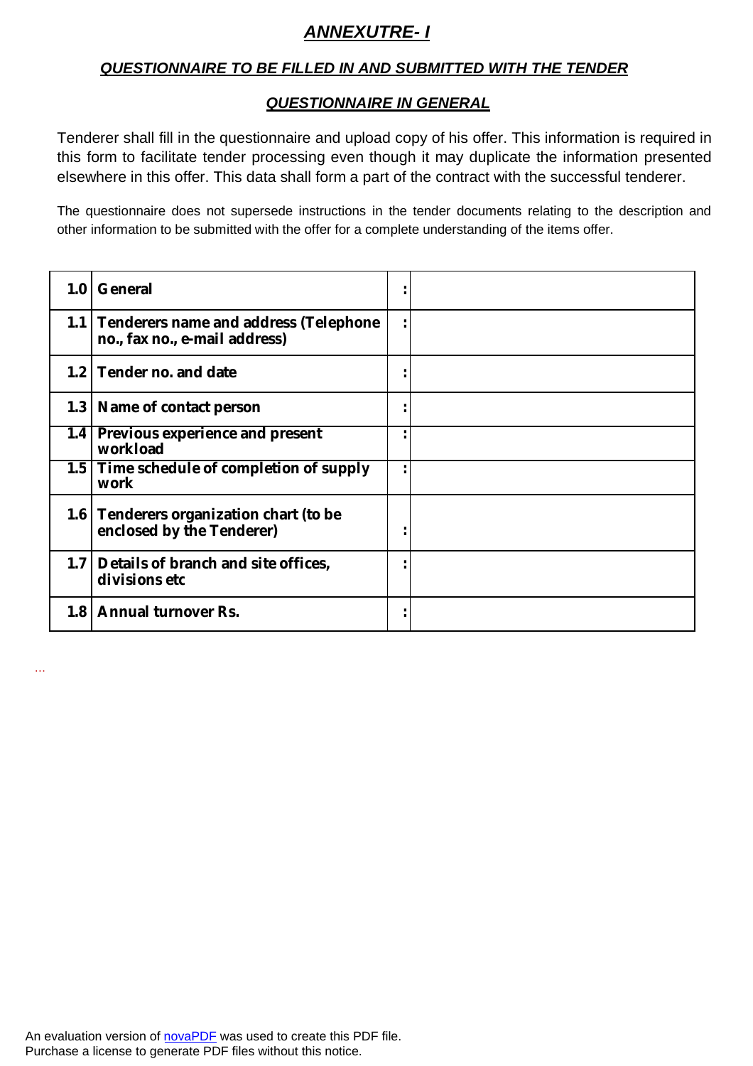# ***ANNEXUTRE- I***

## ***QUESTIONNAIRE TO BE FILLED IN AND SUBMITTED WITH THE TENDER***

### ***QUESTIONNAIRE IN GENERAL***

Tenderer shall fill in the questionnaire and upload copy of his offer. This information is required in this form to facilitate tender processing even though it may duplicate the information presented elsewhere in this offer. This data shall form a part of the contract with the successful tenderer.

The questionnaire does not supersede instructions in the tender documents relating to the description and other information to be submitted with the offer for a complete understanding of the items offer.

| | | | |
|---|---|---|---|
| **1.0** | **General** | **:** | |
| **1.1** | **Tenderers name and address (Telephone no., fax no., e-mail address)** | **:** | |
| **1.2** | **Tender no. and date** | **:** | |
| **1.3** | **Name of contact person** | **:** | |
| **1.4** | **Previous experience and present workload** | **:** | |
| **1.5** | **Time schedule of completion of supply work** | **:** | |
| **1.6** | **Tenderers organization chart (to be enclosed by the Tenderer)** | **:** | |
| **1.7** | **Details of branch and site offices, divisions etc** | **:** | |
| **1.8** | **Annual turnover Rs.** | **:** | |

...

An evaluation version of novaPDF was used to create this PDF file.
Purchase a license to generate PDF files without this notice.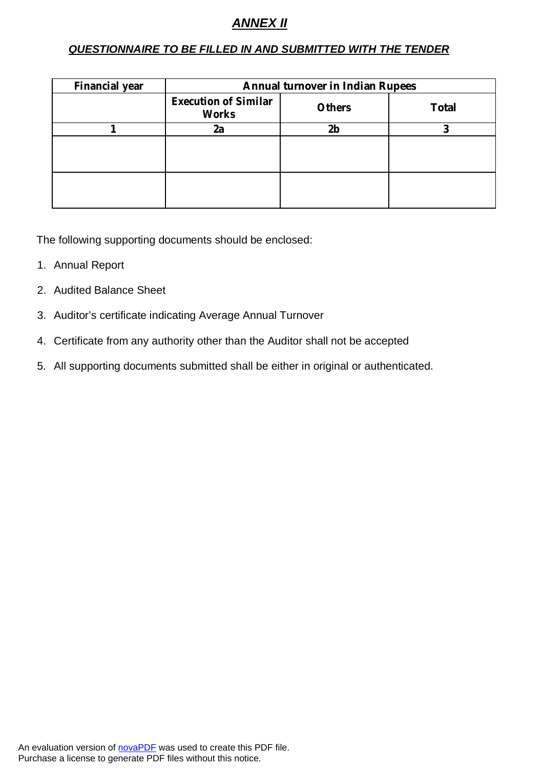# ***ANNEX II***

## ***QUESTIONNAIRE TO BE FILLED IN AND SUBMITTED WITH THE TENDER***

| Financial year | Annual turnover in Indian Rupees | | |
|---|---|---|---|
| | Execution of Similar Works | Others | Total |
| 1 | 2a | 2b | 3 |
| | | | |
| | | | |

The following supporting documents should be enclosed:

1. Annual Report
2. Audited Balance Sheet
3. Auditor's certificate indicating Average Annual Turnover
4. Certificate from any authority other than the Auditor shall not be accepted
5. All supporting documents submitted shall be either in original or authenticated.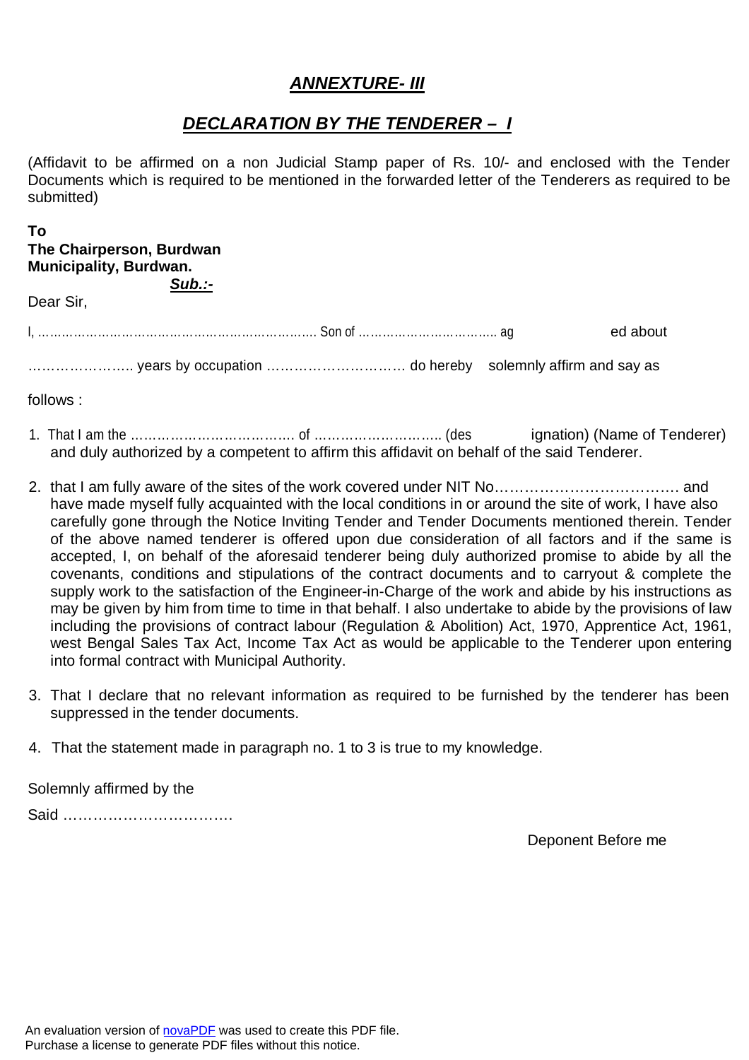# ***ANNEXTURE- III***

## ***DECLARATION BY THE TENDERER – I***

(Affidavit to be affirmed on a non Judicial Stamp paper of Rs. 10/- and enclosed with the Tender Documents which is required to be mentioned in the forwarded letter of the Tenderers as required to be submitted)

**To**
**The Chairperson, Burdwan Municipality, Burdwan.**

***Sub.:-***

Dear Sir,

I, ………………………………………………………………. Son of …………………………….. aged about …………………. years by occupation ………………………… do hereby solemnly affirm and say as follows :

1. That I am the ………………………………. of ……………………….. (designation) (Name of Tenderer) and duly authorized by a competent to affirm this affidavit on behalf of the said Tenderer.
2. that I am fully aware of the sites of the work covered under NIT No………………………………. and have made myself fully acquainted with the local conditions in or around the site of work, I have also carefully gone through the Notice Inviting Tender and Tender Documents mentioned therein. Tender of the above named tenderer is offered upon due consideration of all factors and if the same is accepted, I, on behalf of the aforesaid tenderer being duly authorized promise to abide by all the covenants, conditions and stipulations of the contract documents and to carryout & complete the supply work to the satisfaction of the Engineer-in-Charge of the work and abide by his instructions as may be given by him from time to time in that behalf. I also undertake to abide by the provisions of law including the provisions of contract labour (Regulation & Abolition) Act, 1970, Apprentice Act, 1961, west Bengal Sales Tax Act, Income Tax Act as would be applicable to the Tenderer upon entering into formal contract with Municipal Authority.
3. That I declare that no relevant information as required to be furnished by the tenderer has been suppressed in the tender documents.
4. That the statement made in paragraph no. 1 to 3 is true to my knowledge.

Solemnly affirmed by the

Said …………………………….

Deponent Before me

An evaluation version of novaPDF was used to create this PDF file.
Purchase a license to generate PDF files without this notice.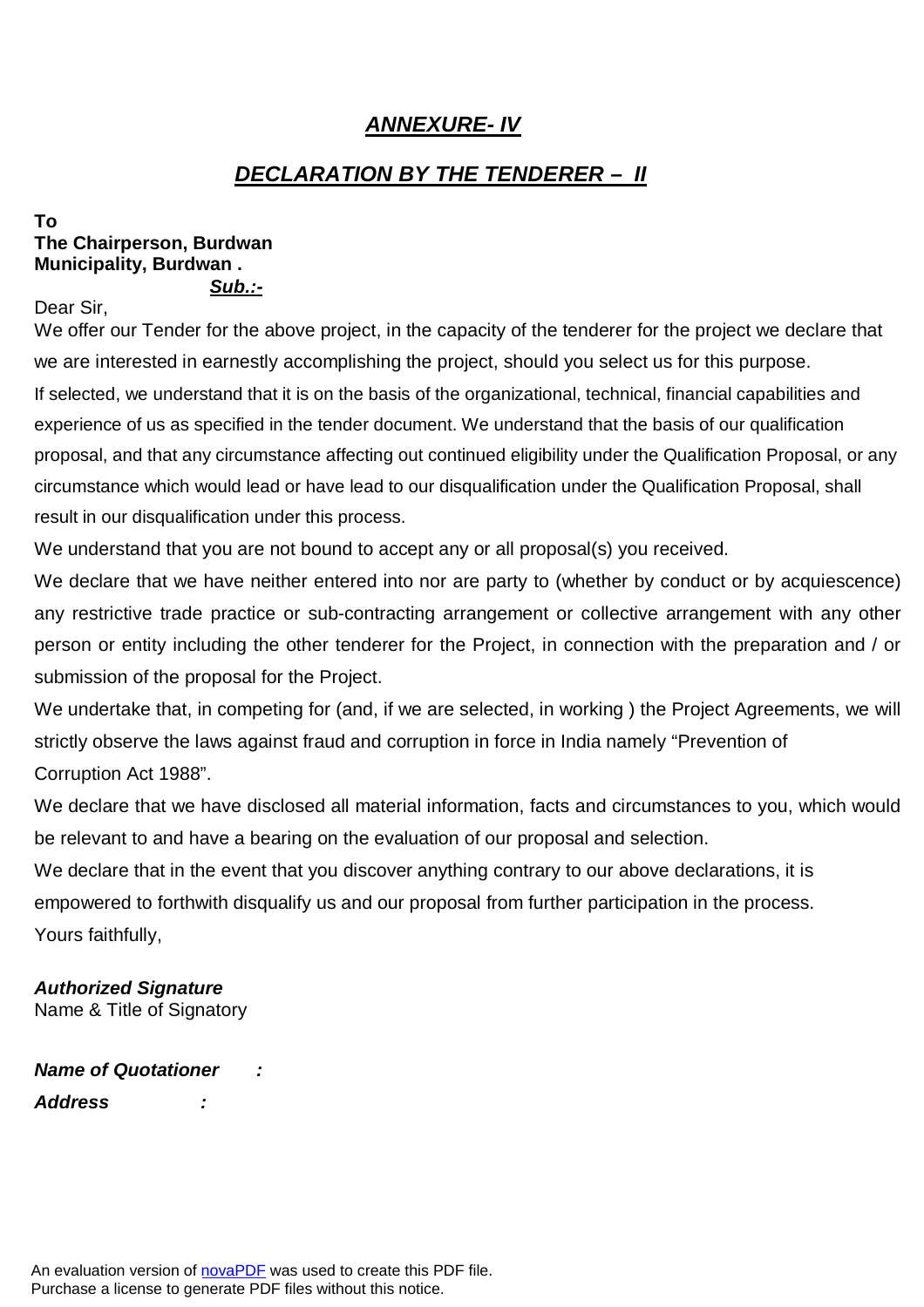## ***ANNEXURE- IV***

## ***DECLARATION BY THE TENDERER – II***

**To**
**The Chairperson, Burdwan**
**Municipality, Burdwan .**

***Sub.:-***

Dear Sir,

We offer our Tender for the above project, in the capacity of the tenderer for the project we declare that we are interested in earnestly accomplishing the project, should you select us for this purpose.

If selected, we understand that it is on the basis of the organizational, technical, financial capabilities and experience of us as specified in the tender document. We understand that the basis of our qualification proposal, and that any circumstance affecting out continued eligibility under the Qualification Proposal, or any circumstance which would lead or have lead to our disqualification under the Qualification Proposal, shall result in our disqualification under this process.

We understand that you are not bound to accept any or all proposal(s) you received.

We declare that we have neither entered into nor are party to (whether by conduct or by acquiescence) any restrictive trade practice or sub-contracting arrangement or collective arrangement with any other person or entity including the other tenderer for the Project, in connection with the preparation and / or submission of the proposal for the Project.

We undertake that, in competing for (and, if we are selected, in working ) the Project Agreements, we will strictly observe the laws against fraud and corruption in force in India namely "Prevention of Corruption Act 1988".

We declare that we have disclosed all material information, facts and circumstances to you, which would be relevant to and have a bearing on the evaluation of our proposal and selection.

We declare that in the event that you discover anything contrary to our above declarations, it is empowered to forthwith disqualify us and our proposal from further participation in the process.

Yours faithfully,

***Authorized Signature***
Name & Title of Signatory

***Name of Quotationer :***

***Address :***

An evaluation version of novaPDF was used to create this PDF file.
Purchase a license to generate PDF files without this notice.